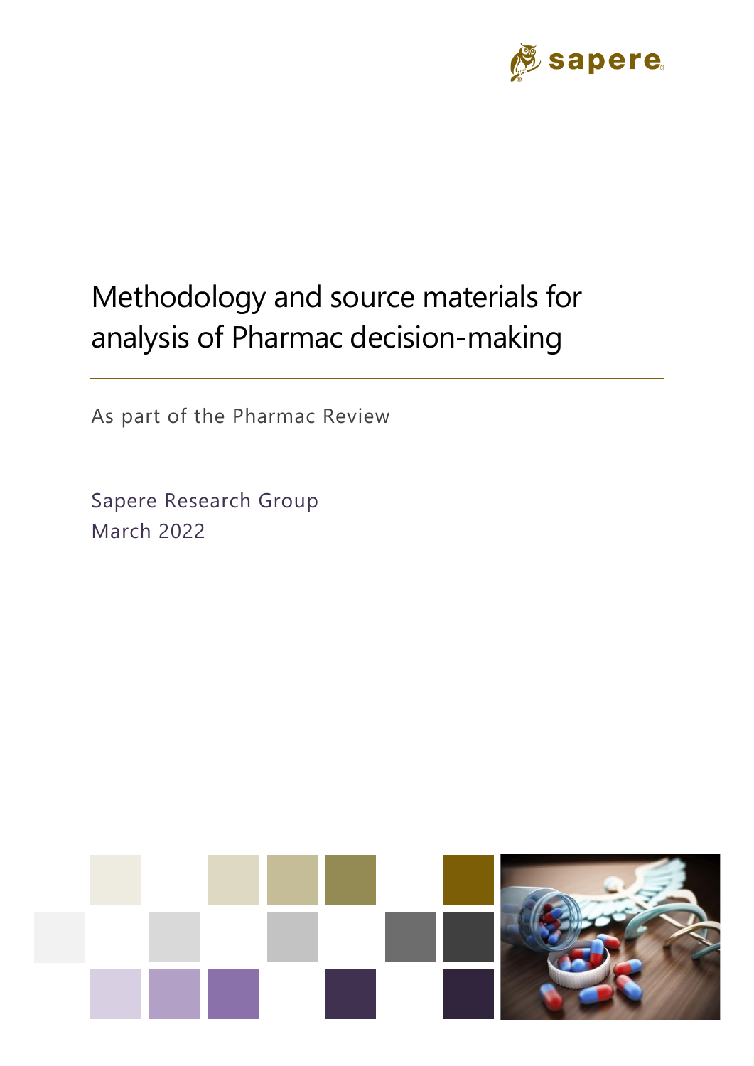# Methodology and source materials for analysis of Pharmac decision-making

As part of the Pharmac Review

Sapere Research Group
March 2022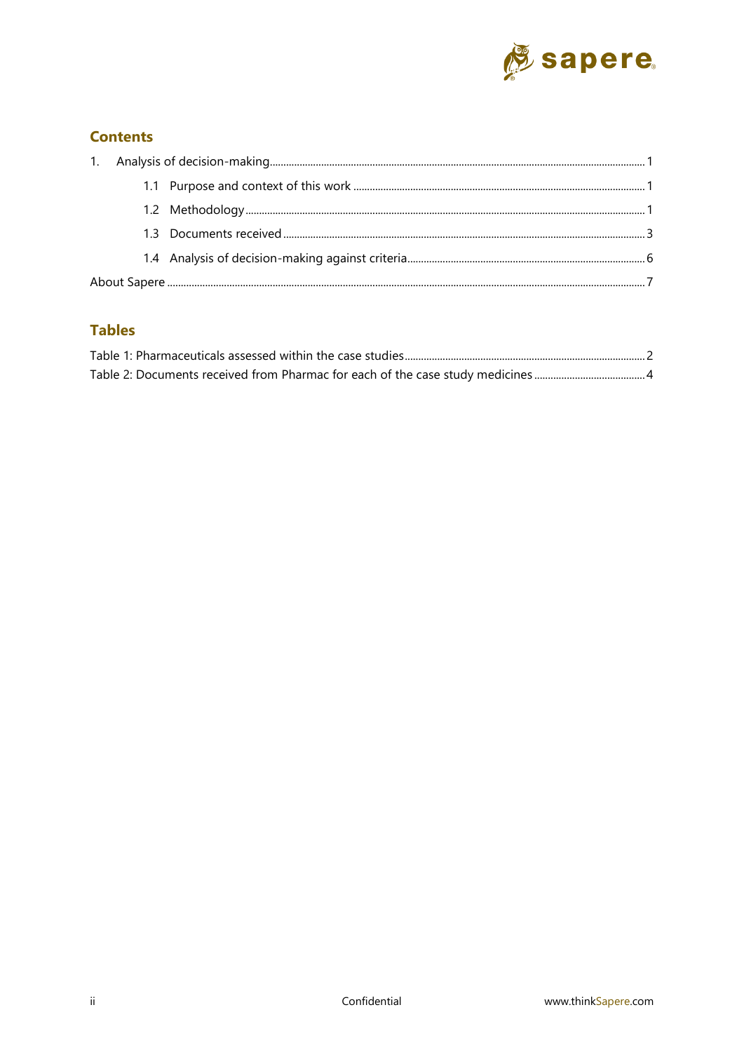## Contents

1. Analysis of decision-making ........ 1
   - 1.1 Purpose and context of this work ........ 1
   - 1.2 Methodology ........ 1
   - 1.3 Documents received ........ 3
   - 1.4 Analysis of decision-making against criteria ........ 6

About Sapere ........ 7

## Tables

Table 1: Pharmaceuticals assessed within the case studies ........ 2

Table 2: Documents received from Pharmac for each of the case study medicines ........ 4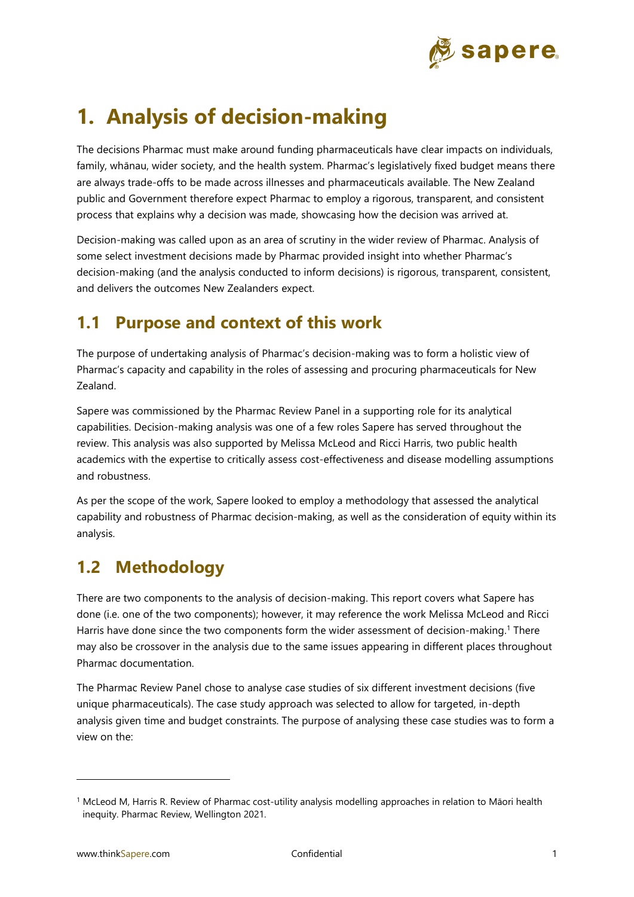# 1. Analysis of decision-making

The decisions Pharmac must make around funding pharmaceuticals have clear impacts on individuals, family, whānau, wider society, and the health system. Pharmac's legislatively fixed budget means there are always trade-offs to be made across illnesses and pharmaceuticals available. The New Zealand public and Government therefore expect Pharmac to employ a rigorous, transparent, and consistent process that explains why a decision was made, showcasing how the decision was arrived at.

Decision-making was called upon as an area of scrutiny in the wider review of Pharmac. Analysis of some select investment decisions made by Pharmac provided insight into whether Pharmac's decision-making (and the analysis conducted to inform decisions) is rigorous, transparent, consistent, and delivers the outcomes New Zealanders expect.

## 1.1 Purpose and context of this work

The purpose of undertaking analysis of Pharmac's decision-making was to form a holistic view of Pharmac's capacity and capability in the roles of assessing and procuring pharmaceuticals for New Zealand.

Sapere was commissioned by the Pharmac Review Panel in a supporting role for its analytical capabilities. Decision-making analysis was one of a few roles Sapere has served throughout the review. This analysis was also supported by Melissa McLeod and Ricci Harris, two public health academics with the expertise to critically assess cost-effectiveness and disease modelling assumptions and robustness.

As per the scope of the work, Sapere looked to employ a methodology that assessed the analytical capability and robustness of Pharmac decision-making, as well as the consideration of equity within its analysis.

## 1.2 Methodology

There are two components to the analysis of decision-making. This report covers what Sapere has done (i.e. one of the two components); however, it may reference the work Melissa McLeod and Ricci Harris have done since the two components form the wider assessment of decision-making.[1] There may also be crossover in the analysis due to the same issues appearing in different places throughout Pharmac documentation.

The Pharmac Review Panel chose to analyse case studies of six different investment decisions (five unique pharmaceuticals). The case study approach was selected to allow for targeted, in-depth analysis given time and budget constraints. The purpose of analysing these case studies was to form a view on the:

---

[1] McLeod M, Harris R. Review of Pharmac cost-utility analysis modelling approaches in relation to Māori health inequity. Pharmac Review, Wellington 2021.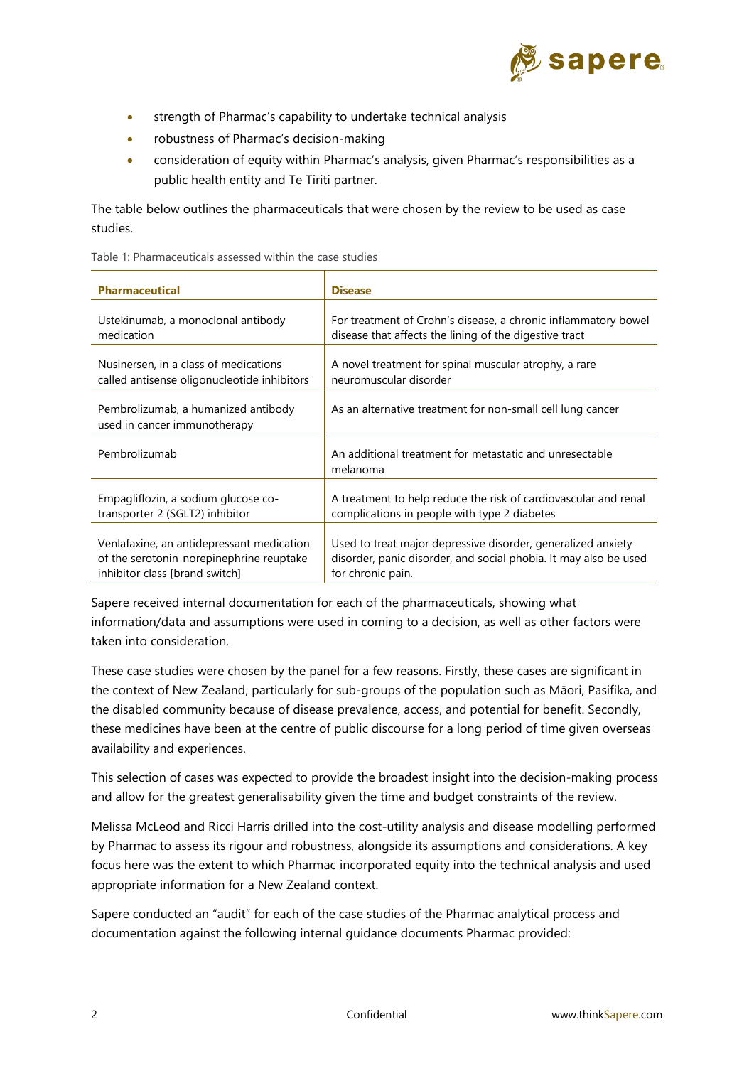- strength of Pharmac's capability to undertake technical analysis
- robustness of Pharmac's decision-making
- consideration of equity within Pharmac's analysis, given Pharmac's responsibilities as a public health entity and Te Tiriti partner.

The table below outlines the pharmaceuticals that were chosen by the review to be used as case studies.

Table 1: Pharmaceuticals assessed within the case studies

| Pharmaceutical | Disease |
|---|---|
| Ustekinumab, a monoclonal antibody medication | For treatment of Crohn's disease, a chronic inflammatory bowel disease that affects the lining of the digestive tract |
| Nusinersen, in a class of medications called antisense oligonucleotide inhibitors | A novel treatment for spinal muscular atrophy, a rare neuromuscular disorder |
| Pembrolizumab, a humanized antibody used in cancer immunotherapy | As an alternative treatment for non-small cell lung cancer |
| Pembrolizumab | An additional treatment for metastatic and unresectable melanoma |
| Empagliflozin, a sodium glucose co-transporter 2 (SGLT2) inhibitor | A treatment to help reduce the risk of cardiovascular and renal complications in people with type 2 diabetes |
| Venlafaxine, an antidepressant medication of the serotonin-norepinephrine reuptake inhibitor class [brand switch] | Used to treat major depressive disorder, generalized anxiety disorder, panic disorder, and social phobia. It may also be used for chronic pain. |

Sapere received internal documentation for each of the pharmaceuticals, showing what information/data and assumptions were used in coming to a decision, as well as other factors were taken into consideration.

These case studies were chosen by the panel for a few reasons. Firstly, these cases are significant in the context of New Zealand, particularly for sub-groups of the population such as Māori, Pasifika, and the disabled community because of disease prevalence, access, and potential for benefit. Secondly, these medicines have been at the centre of public discourse for a long period of time given overseas availability and experiences.

This selection of cases was expected to provide the broadest insight into the decision-making process and allow for the greatest generalisability given the time and budget constraints of the review.

Melissa McLeod and Ricci Harris drilled into the cost-utility analysis and disease modelling performed by Pharmac to assess its rigour and robustness, alongside its assumptions and considerations. A key focus here was the extent to which Pharmac incorporated equity into the technical analysis and used appropriate information for a New Zealand context.

Sapere conducted an "audit" for each of the case studies of the Pharmac analytical process and documentation against the following internal guidance documents Pharmac provided: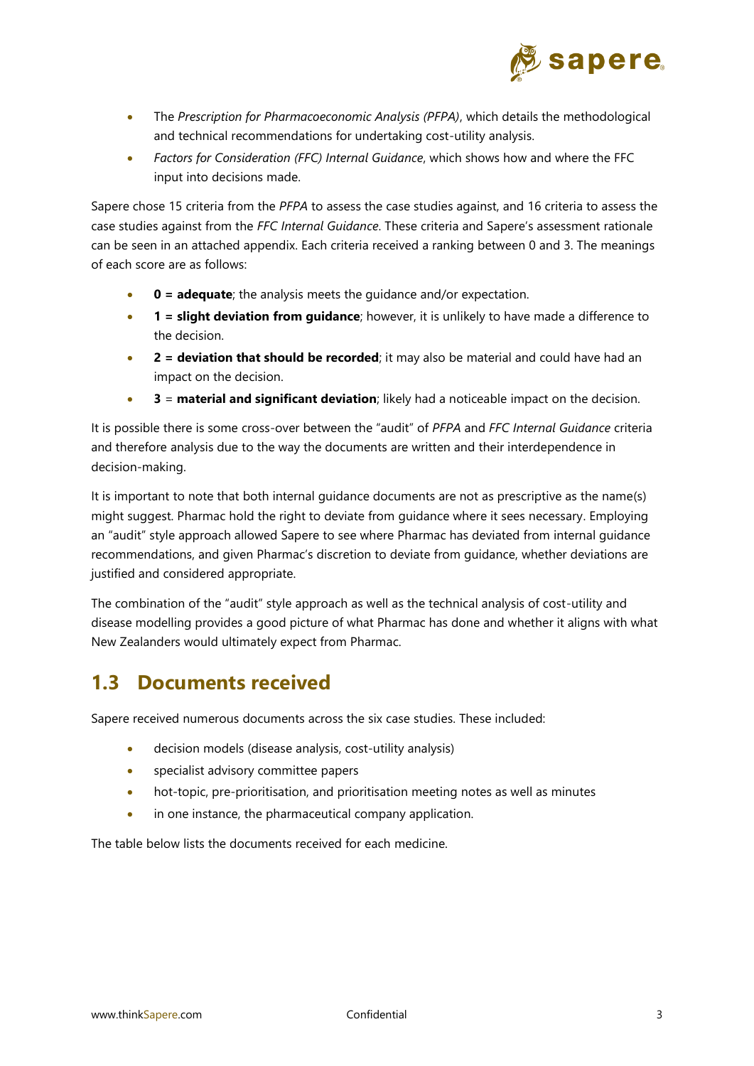- The *Prescription for Pharmacoeconomic Analysis (PFPA)*, which details the methodological and technical recommendations for undertaking cost-utility analysis.
- *Factors for Consideration (FFC) Internal Guidance*, which shows how and where the FFC input into decisions made.

Sapere chose 15 criteria from the *PFPA* to assess the case studies against, and 16 criteria to assess the case studies against from the *FFC Internal Guidance*. These criteria and Sapere's assessment rationale can be seen in an attached appendix. Each criteria received a ranking between 0 and 3. The meanings of each score are as follows:

- **0 = adequate**; the analysis meets the guidance and/or expectation.
- **1 = slight deviation from guidance**; however, it is unlikely to have made a difference to the decision.
- **2 = deviation that should be recorded**; it may also be material and could have had an impact on the decision.
- **3** = **material and significant deviation**; likely had a noticeable impact on the decision.

It is possible there is some cross-over between the "audit" of *PFPA* and *FFC Internal Guidance* criteria and therefore analysis due to the way the documents are written and their interdependence in decision-making.

It is important to note that both internal guidance documents are not as prescriptive as the name(s) might suggest. Pharmac hold the right to deviate from guidance where it sees necessary. Employing an "audit" style approach allowed Sapere to see where Pharmac has deviated from internal guidance recommendations, and given Pharmac's discretion to deviate from guidance, whether deviations are justified and considered appropriate.

The combination of the "audit" style approach as well as the technical analysis of cost-utility and disease modelling provides a good picture of what Pharmac has done and whether it aligns with what New Zealanders would ultimately expect from Pharmac.

## 1.3 Documents received

Sapere received numerous documents across the six case studies. These included:

- decision models (disease analysis, cost-utility analysis)
- specialist advisory committee papers
- hot-topic, pre-prioritisation, and prioritisation meeting notes as well as minutes
- in one instance, the pharmaceutical company application.

The table below lists the documents received for each medicine.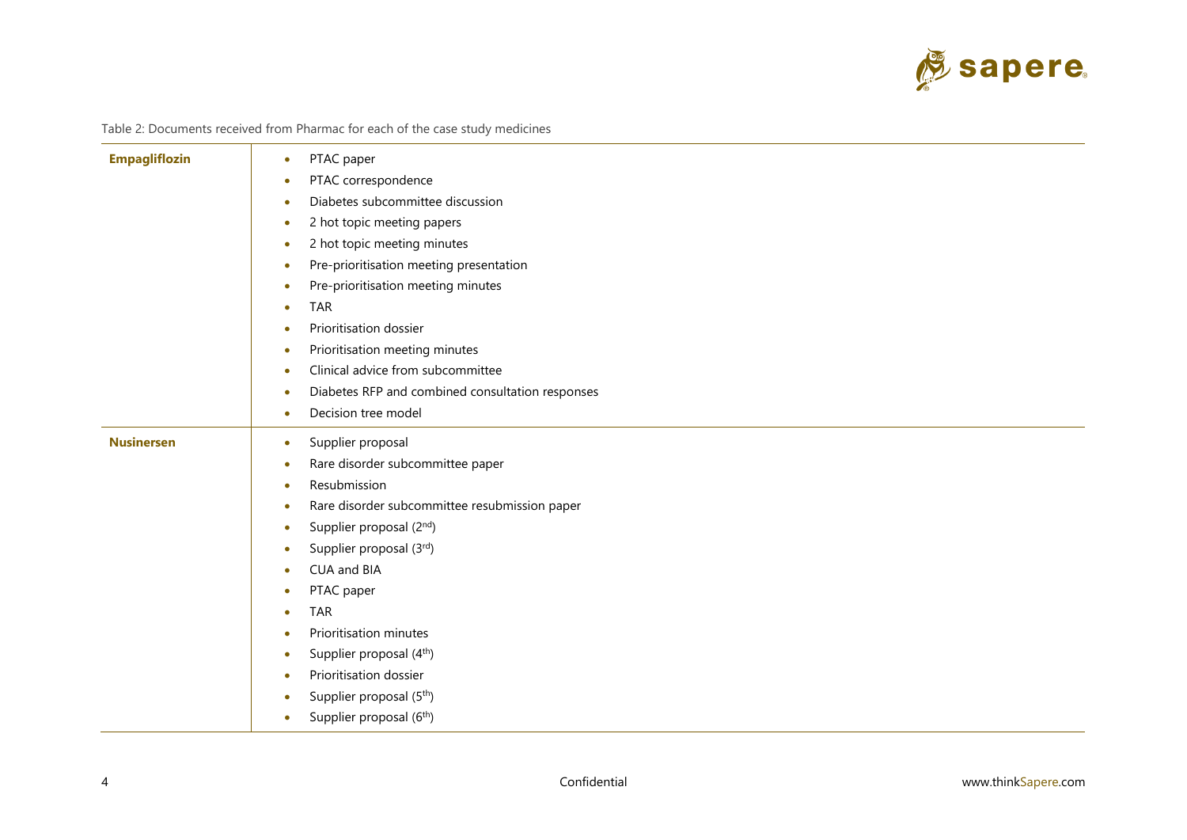Table 2: Documents received from Pharmac for each of the case study medicines

| | |
|---|---|
| **Empagliflozin** | • PTAC paper<br>• PTAC correspondence<br>• Diabetes subcommittee discussion<br>• 2 hot topic meeting papers<br>• 2 hot topic meeting minutes<br>• Pre-prioritisation meeting presentation<br>• Pre-prioritisation meeting minutes<br>• TAR<br>• Prioritisation dossier<br>• Prioritisation meeting minutes<br>• Clinical advice from subcommittee<br>• Diabetes RFP and combined consultation responses<br>• Decision tree model |
| **Nusinersen** | • Supplier proposal<br>• Rare disorder subcommittee paper<br>• Resubmission<br>• Rare disorder subcommittee resubmission paper<br>• Supplier proposal (2nd)<br>• Supplier proposal (3rd)<br>• CUA and BIA<br>• PTAC paper<br>• TAR<br>• Prioritisation minutes<br>• Supplier proposal (4th)<br>• Prioritisation dossier<br>• Supplier proposal (5th)<br>• Supplier proposal (6th) |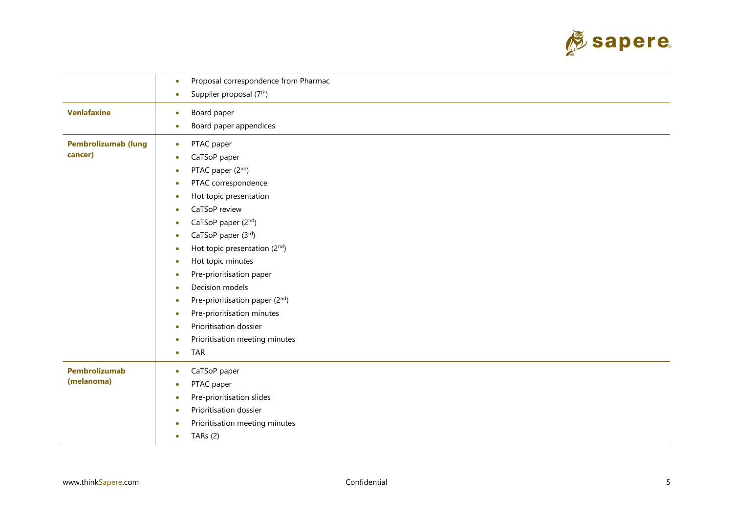| | |
|---|---|
| | • Proposal correspondence from Pharmac<br>• Supplier proposal (7th) |
| **Venlafaxine** | • Board paper<br>• Board paper appendices |
| **Pembrolizumab (lung cancer)** | • PTAC paper<br>• CaTSoP paper<br>• PTAC paper (2nd)<br>• PTAC correspondence<br>• Hot topic presentation<br>• CaTSoP review<br>• CaTSoP paper (2nd)<br>• CaTSoP paper (3rd)<br>• Hot topic presentation (2nd)<br>• Hot topic minutes<br>• Pre-prioritisation paper<br>• Decision models<br>• Pre-prioritisation paper (2nd)<br>• Pre-prioritisation minutes<br>• Prioritisation dossier<br>• Prioritisation meeting minutes<br>• TAR |
| **Pembrolizumab (melanoma)** | • CaTSoP paper<br>• PTAC paper<br>• Pre-prioritisation slides<br>• Prioritisation dossier<br>• Prioritisation meeting minutes<br>• TARs (2) |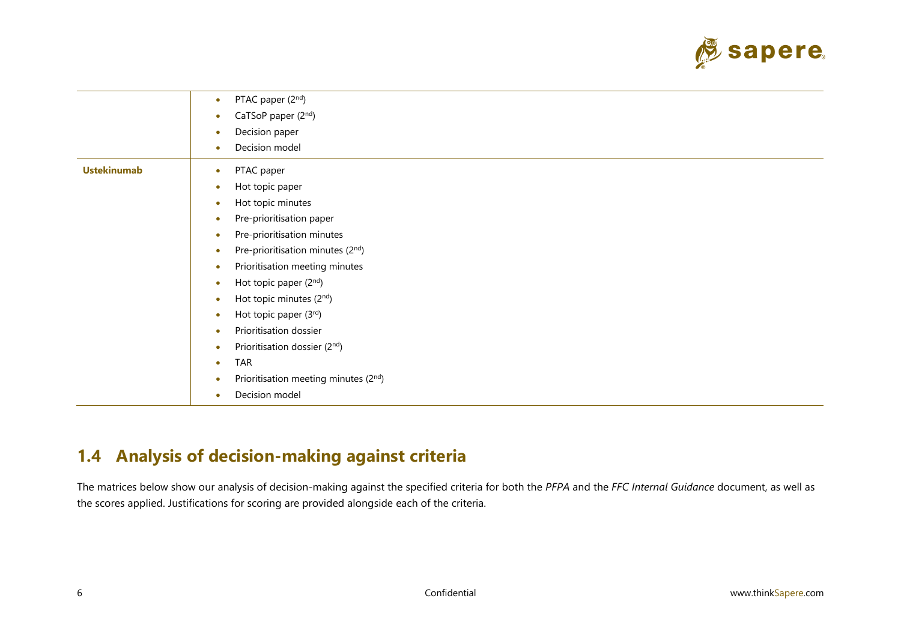| | |
|---|---|
| | • PTAC paper (2nd)<br>• CaTSoP paper (2nd)<br>• Decision paper<br>• Decision model |
| **Ustekinumab** | • PTAC paper<br>• Hot topic paper<br>• Hot topic minutes<br>• Pre-prioritisation paper<br>• Pre-prioritisation minutes<br>• Pre-prioritisation minutes (2nd)<br>• Prioritisation meeting minutes<br>• Hot topic paper (2nd)<br>• Hot topic minutes (2nd)<br>• Hot topic paper (3rd)<br>• Prioritisation dossier<br>• Prioritisation dossier (2nd)<br>• TAR<br>• Prioritisation meeting minutes (2nd)<br>• Decision model |

## 1.4 Analysis of decision-making against criteria

The matrices below show our analysis of decision-making against the specified criteria for both the *PFPA* and the *FFC Internal Guidance* document, as well as the scores applied. Justifications for scoring are provided alongside each of the criteria.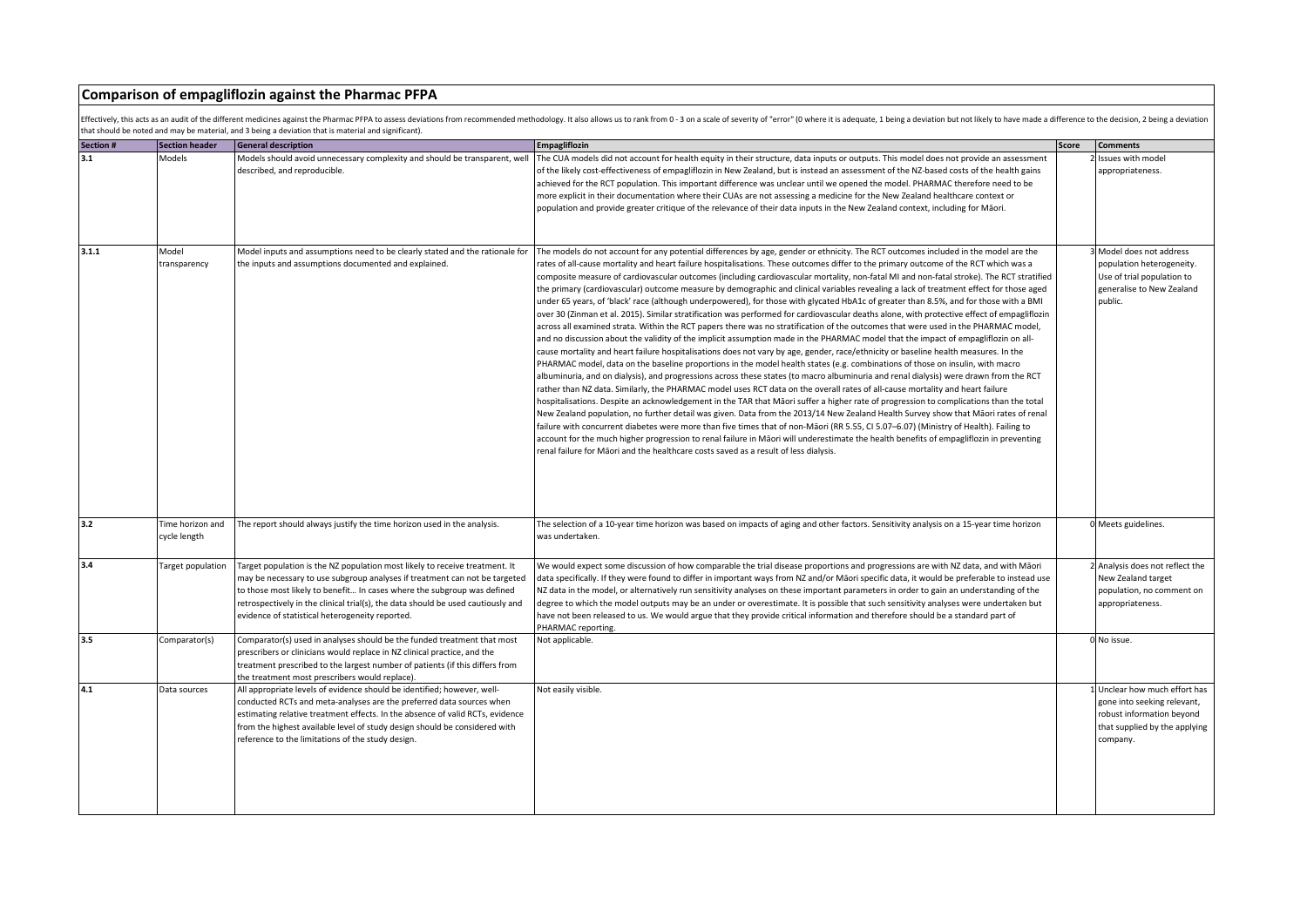## Comparison of empagliflozin against the Pharmac PFPA

Effectively, this acts as an audit of the different medicines against the Pharmac PFPA to assess deviations from recommended methodology. It also allows us to rank from 0 - 3 on a scale of severity of "error" (0 where it is adequate, 1 being a deviation but not likely to have made a difference to the decision, 2 being a deviation that should be noted and may be material, and 3 being a deviation that is material and significant).

| Section # | Section header | General description | Empagliflozin | Score | Comments |
|---|---|---|---|---|---|
| 3.1 | Models | Models should avoid unnecessary complexity and should be transparent, well described, and reproducible. | The CUA models did not account for health equity in their structure, data inputs or outputs. This model does not provide an assessment of the likely cost-effectiveness of empagliflozin in New Zealand, but is instead an assessment of the NZ-based costs of the health gains achieved for the RCT population. This important difference was unclear until we opened the model. PHARMAC therefore need to be more explicit in their documentation where their CUAs are not assessing a medicine for the New Zealand healthcare context or population and provide greater critique of the relevance of their data inputs in the New Zealand context, including for Māori. | 2 | Issues with model appropriateness. |
| 3.1.1 | Model transparency | Model inputs and assumptions need to be clearly stated and the rationale for the inputs and assumptions documented and explained. | The models do not account for any potential differences by age, gender or ethnicity. The RCT outcomes included in the model are the rates of all-cause mortality and heart failure hospitalisations. These outcomes differ to the primary outcome of the RCT which was a composite measure of cardiovascular outcomes (including cardiovascular mortality, non-fatal MI and non-fatal stroke). The RCT stratified the primary (cardiovascular) outcome measure by demographic and clinical variables revealing a lack of treatment effect for those aged under 65 years, of 'black' race (although underpowered), for those with glycated HbA1c of greater than 8.5%, and for those with a BMI over 30 (Zinman et al. 2015). Similar stratification was performed for cardiovascular deaths alone, with protective effect of empagliflozin across all examined strata. Within the RCT papers there was no stratification of the outcomes that were used in the PHARMAC model, and no discussion about the validity of the implicit assumption made in the PHARMAC model that the impact of empagliflozin on all-cause mortality and heart failure hospitalisations does not vary by age, gender, race/ethnicity or baseline health measures. In the PHARMAC model, data on the baseline proportions in the model health states (e.g. combinations of those on insulin, with macro albuminuria, and on dialysis), and progressions across these states (to macro albuminuria and renal dialysis) were drawn from the RCT rather than NZ data. Similarly, the PHARMAC model uses RCT data on the overall rates of all-cause mortality and heart failure hospitalisations. Despite an acknowledgement in the TAR that Māori suffer a higher rate of progression to complications than the total New Zealand population, no further detail was given. Data from the 2013/14 New Zealand Health Survey show that Māori rates of renal failure with concurrent diabetes were more than five times that of non-Māori (RR 5.55, CI 5.07–6.07) (Ministry of Health). Failing to account for the much higher progression to renal failure in Māori will underestimate the health benefits of empagliflozin in preventing renal failure for Māori and the healthcare costs saved as a result of less dialysis. | 3 | Model does not address population heterogeneity. Use of trial population to generalise to New Zealand public. |
| 3.2 | Time horizon and cycle length | The report should always justify the time horizon used in the analysis. | The selection of a 10-year time horizon was based on impacts of aging and other factors. Sensitivity analysis on a 15-year time horizon was undertaken. | 0 | Meets guidelines. |
| 3.4 | Target population | Target population is the NZ population most likely to receive treatment. It may be necessary to use subgroup analyses if treatment can not be targeted to those most likely to benefit… In cases where the subgroup was defined retrospectively in the clinical trial(s), the data should be used cautiously and evidence of statistical heterogeneity reported. | We would expect some discussion of how comparable the trial disease proportions and progressions are with NZ data, and with Māori data specifically. If they were found to differ in important ways from NZ and/or Māori specific data, it would be preferable to instead use NZ data in the model, or alternatively run sensitivity analyses on these important parameters in order to gain an understanding of the degree to which the model outputs may be an under or overestimate. It is possible that such sensitivity analyses were undertaken but have not been released to us. We would argue that they provide critical information and therefore should be a standard part of PHARMAC reporting. | 2 | Analysis does not reflect the New Zealand target population, no comment on appropriateness. |
| 3.5 | Comparator(s) | Comparator(s) used in analyses should be the funded treatment that most prescribers or clinicians would replace in NZ clinical practice, and the treatment prescribed to the largest number of patients (if this differs from the treatment most prescribers would replace). | Not applicable. | 0 | No issue. |
| 4.1 | Data sources | All appropriate levels of evidence should be identified; however, well-conducted RCTs and meta-analyses are the preferred data sources when estimating relative treatment effects. In the absence of valid RCTs, evidence from the highest available level of study design should be considered with reference to the limitations of the study design. | Not easily visible. | 1 | Unclear how much effort has gone into seeking relevant, robust information beyond that supplied by the applying company. |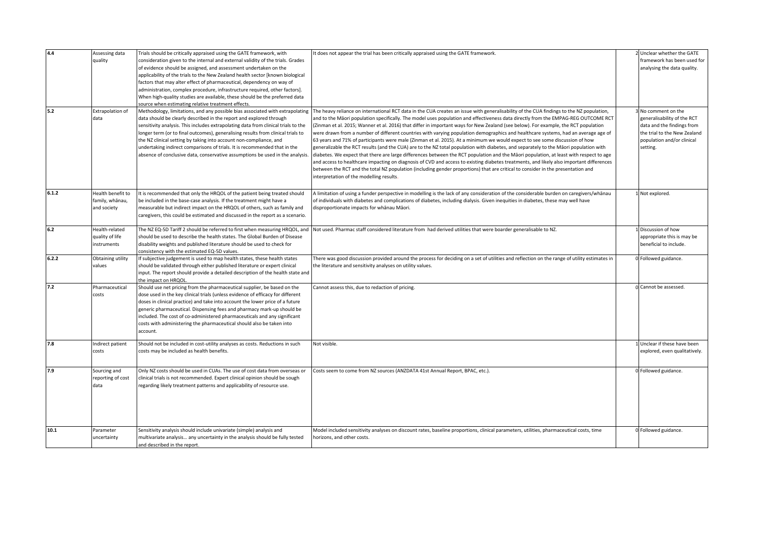| | | | | | |
|---|---|---|---|---|---|
| 4.4 | Assessing data quality | Trials should be critically appraised using the GATE framework, with consideration given to the internal and external validity of the trials. Grades of evidence should be assigned, and assessment undertaken on the applicability of the trials to the New Zealand health sector [known biological factors that may alter effect of pharmaceutical, dependency on way of administration, complex procedure, infrastructure required, other factors]. When high-quality studies are available, these should be the preferred data source when estimating relative treatment effects. | It does not appear the trial has been critically appraised using the GATE framework. | 2 | Unclear whether the GATE framework has been used for analysing the data quality. |
| 5.2 | Extrapolation of data | Methodology, limitations, and any possible bias associated with extrapolating data should be clearly described in the report and explored through sensitivity analysis. This includes extrapolating data from clinical trials to the longer term (or to final outcomes), generalising results from clinical trials to the NZ clinical setting by taking into account non-compliance, and undertaking indirect comparisons of trials. It is recommended that in the absence of conclusive data, conservative assumptions be used in the analysis. | The heavy reliance on international RCT data in the CUA creates an issue with generalisability of the CUA findings to the NZ population, and to the Māori population specifically. The model uses population and effectiveness data directly from the EMPAG-REG OUTCOME RCT (Zinman et al. 2015; Wanner et al. 2016) that differ in important ways for New Zealand (see below). For example, the RCT population were drawn from a number of different countries with varying population demographics and healthcare systems, had an average age of 63 years and 71% of participants were male (Zinman et al. 2015). At a minimum we would expect to see some discussion of how generalizable the RCT results (and the CUA) are to the NZ total population with diabetes, and separately to the Māori population with diabetes. We expect that there are large differences between the RCT population and the Māori population, at least with respect to age and access to healthcare impacting on diagnosis of CVD and access to existing diabetes treatments, and likely also important differences between the RCT and the total NZ population (including gender proportions) that are critical to consider in the presentation and interpretation of the modelling results. | 3 | No comment on the generalisability of the RCT data and the findings from the trial to the New Zealand population and/or clinical setting. |
| 6.1.2 | Health benefit to family, whānau, and society | It is recommended that only the HRQOL of the patient being treated should be included in the base-case analysis. If the treatment might have a measurable but indirect impact on the HRQOL of others, such as family and caregivers, this could be estimated and discussed in the report as a scenario. | A limitation of using a funder perspective in modelling is the lack of any consideration of the considerable burden on caregivers/whānau of individuals with diabetes and complications of diabetes, including dialysis. Given inequities in diabetes, these may well have disproportionate impacts for whānau Māori. | 1 | Not explored. |
| 6.2 | Health-related quality of life instruments | The NZ EQ-5D Tariff 2 should be referred to first when measuring HRQOL, and should be used to describe the health states. The Global Burden of Disease disability weights and published literature should be used to check for consistency with the estimated EQ-5D values. | Not used. Pharmac staff considered literature from had derived utilities that were boarder generalisable to NZ. | 1 | Discussion of how appropriate this is may be beneficial to include. |
| 6.2.2 | Obtaining utility values | If subjective judgement is used to map health states, these health states should be validated through either published literature or expert clinical input. The report should provide a detailed description of the health state and the impact on HRQOL. | There was good discussion provided around the process for deciding on a set of utilities and reflection on the range of utility estimates in the literature and sensitivity analyses on utility values. | 0 | Followed guidance. |
| 7.2 | Pharmaceutical costs | Should use net pricing from the pharmaceutical supplier, be based on the dose used in the key clinical trials (unless evidence of efficacy for different doses in clinical practice) and take into account the lower price of a future generic pharmaceutical. Dispensing fees and pharmacy mark-up should be included. The cost of co-administered pharmaceuticals and any significant costs with administering the pharmaceutical should also be taken into account. | Cannot assess this, due to redaction of pricing. | 0 | Cannot be assessed. |
| 7.8 | Indirect patient costs | Should not be included in cost-utility analyses as costs. Reductions in such costs may be included as health benefits. | Not visible. | 1 | Unclear if these have been explored, even qualitatively. |
| 7.9 | Sourcing and reporting of cost data | Only NZ costs should be used in CUAs. The use of cost data from overseas or clinical trials is not recommended. Expert clinical opinion should be sough regarding likely treatment patterns and applicability of resource use. | Costs seem to come from NZ sources (ANZDATA 41st Annual Report, BPAC, etc.). | 0 | Followed guidance. |
| 10.1 | Parameter uncertainty | Sensitivity analysis should include univariate (simple) analysis and multivariate analysis… any uncertainty in the analysis should be fully tested and described in the report. | Model included sensitivity analyses on discount rates, baseline proportions, clinical parameters, utilities, pharmaceutical costs, time horizons, and other costs. | 0 | Followed guidance. |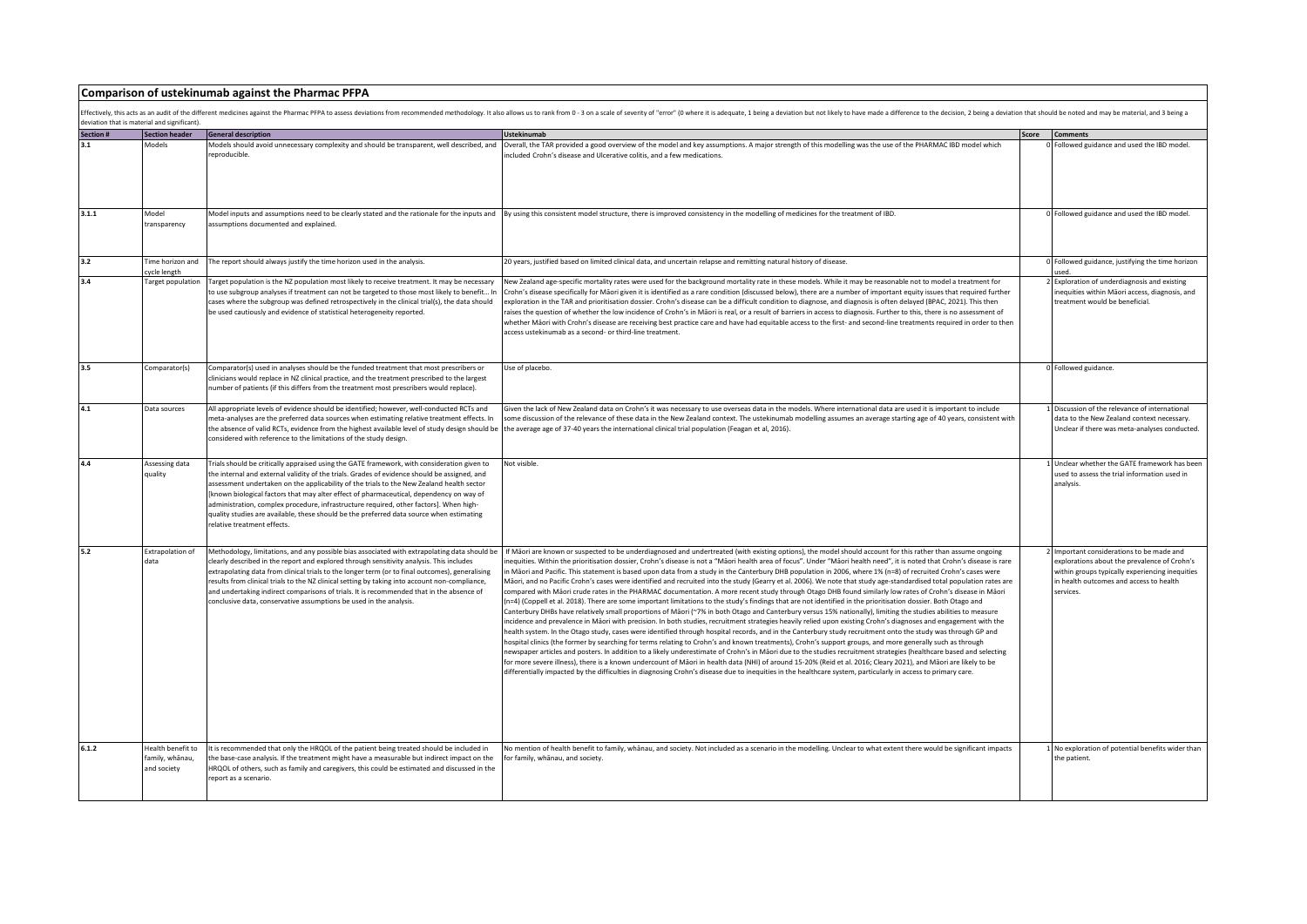## Comparison of ustekinumab against the Pharmac PFPA

Effectively, this acts as an audit of the different medicines against the Pharmac PFPA to assess deviations from recommended methodology. It also allows us to rank from 0 - 3 on a scale of severity of "error" (0 where it is adequate, 1 being a deviation but not likely to have made a difference to the decision, 2 being a deviation that should be noted and may be material, and 3 being a deviation that is material and significant).

| Section # | Section header | General description | Ustekinumab | Score | Comments |
|---|---|---|---|---|---|
| 3.1 | Models | Models should avoid unnecessary complexity and should be transparent, well described, and reproducible. | Overall, the TAR provided a good overview of the model and key assumptions. A major strength of this modelling was the use of the PHARMAC IBD model which included Crohn's disease and Ulcerative colitis, and a few medications. | 0 | Followed guidance and used the IBD model. |
| 3.1.1 | Model transparency | Model inputs and assumptions need to be clearly stated and the rationale for the inputs and assumptions documented and explained. | By using this consistent model structure, there is improved consistency in the modelling of medicines for the treatment of IBD. | 0 | Followed guidance and used the IBD model. |
| 3.2 | Time horizon and cycle length | The report should always justify the time horizon used in the analysis. | 20 years, justified based on limited clinical data, and uncertain relapse and remitting natural history of disease. | 0 | Followed guidance, justifying the time horizon used. |
| 3.4 | Target population | Target population is the NZ population most likely to receive treatment. It may be necessary to use subgroup analyses if treatment can not be targeted to those most likely to benefit... In cases where the subgroup was defined retrospectively in the clinical trial(s), the data should be used cautiously and evidence of statistical heterogeneity reported. | New Zealand age-specific mortality rates were used for the background mortality rate in these models. While it may be reasonable not to model a treatment for Crohn's disease specifically for Māori given it is identified as a rare condition (discussed below), there are a number of important equity issues that required further exploration in the TAR and prioritisation dossier. Crohn's disease can be a difficult condition to diagnose, and diagnosis is often delayed (BPAC, 2021). This then raises the question of whether the low incidence of Crohn's in Māori is real, or a result of barriers in access to diagnosis. Further to this, there is no assessment of whether Māori with Crohn's disease are receiving best practice care and have had equitable access to the first- and second-line treatments required in order to then access ustekinumab as a second- or third-line treatment. | 2 | Exploration of underdiagnosis and existing inequities within Māori access, diagnosis, and treatment would be beneficial. |
| 3.5 | Comparator(s) | Comparator(s) used in analyses should be the funded treatment that most prescribers or clinicians would replace in NZ clinical practice, and the treatment prescribed to the largest number of patients (if this differs from the treatment most prescribers would replace). | Use of placebo. | 0 | Followed guidance. |
| 4.1 | Data sources | All appropriate levels of evidence should be identified; however, well-conducted RCTs and meta-analyses are the preferred data sources when estimating relative treatment effects. In the absence of valid RCTs, evidence from the highest available level of study design should be considered with reference to the limitations of the study design. | Given the lack of New Zealand data on Crohn's it was necessary to use overseas data in the models. Where international data are used it is important to include some discussion of the relevance of these data in the New Zealand context. The ustekinumab modelling assumes an average starting age of 40 years, consistent with the average age of 37-40 years the international clinical trial population (Feagan et al, 2016). | 1 | Discussion of the relevance of international data to the New Zealand context necessary. Unclear if there was meta-analyses conducted. |
| 4.4 | Assessing data quality | Trials should be critically appraised using the GATE framework, with consideration given to the internal and external validity of the trials. Grades of evidence should be assigned, and assessment undertaken on the applicability of the trials to the New Zealand health sector [known biological factors that may alter effect of pharmaceutical, dependency on way of administration, complex procedure, infrastructure required, other factors]. When high-quality studies are available, these should be the preferred data source when estimating relative treatment effects. | Not visible. | 1 | Unclear whether the GATE framework has been used to assess the trial information used in analysis. |
| 5.2 | Extrapolation of data | Methodology, limitations, and any possible bias associated with extrapolating data should be clearly described in the report and explored through sensitivity analysis. This includes extrapolating data from clinical trials to the longer term (or to final outcomes), generalising results from clinical trials to the NZ clinical setting by taking into account non-compliance, and undertaking indirect comparisons of trials. It is recommended that in the absence of conclusive data, conservative assumptions be used in the analysis. | If Māori are known or suspected to be underdiagnosed and undertreated (with existing options), the model should account for this rather than assume ongoing inequities. Within the prioritisation dossier, Crohn's disease is not a "Māori health area of focus". Under "Māori health need", it is noted that Crohn's disease is rare in Māori and Pacific. This statement is based upon data from a study in the Canterbury DHB population in 2006, where 1% (n=8) of recruited Crohn's cases were Māori, and no Pacific Crohn's cases were identified and recruited into the study (Gearry et al. 2006). We note that study age-standardised total population rates are compared with Māori crude rates in the PHARMAC documentation. A more recent study through Otago DHB found similarly low rates of Crohn's disease in Māori (n=4) (Coppell et al. 2018). There are some important limitations to the study's findings that are not identified in the prioritisation dossier. Both Otago and Canterbury DHBs have relatively small proportions of Māori (~7% in both Otago and Canterbury versus 15% nationally), limiting the studies abilities to measure incidence and prevalence in Māori with precision. In both studies, recruitment strategies heavily relied upon existing Crohn's diagnoses and engagement with the health system. In the Otago study, cases were identified through hospital records, and in the Canterbury study recruitment onto the study was through GP and hospital clinics (the former by searching for terms relating to Crohn's and known treatments), Crohn's support groups, and more generally such as through newspaper articles and posters. In addition to a likely underestimate of Crohn's in Māori due to the studies recruitment strategies (healthcare based and selecting for more severe illness), there is a known undercount of Māori in health data (NHI) of around 15-20% (Reid et al. 2016; Cleary 2021), and Māori are likely to be differentially impacted by the difficulties in diagnosing Crohn's disease due to inequities in the healthcare system, particularly in access to primary care. | 2 | Important considerations to be made and explorations about the prevalence of Crohn's within groups typically experiencing inequities in health outcomes and access to health services. |
| 6.1.2 | Health benefit to family, whānau, and society | It is recommended that only the HRQOL of the patient being treated should be included in the base-case analysis. If the treatment might have a measurable but indirect impact on the HRQOL of others, such as family and caregivers, this could be estimated and discussed in the report as a scenario. | No mention of health benefit to family, whānau, and society. Not included as a scenario in the modelling. Unclear to what extent there would be significant impacts for family, whānau, and society. | 1 | No exploration of potential benefits wider than the patient. |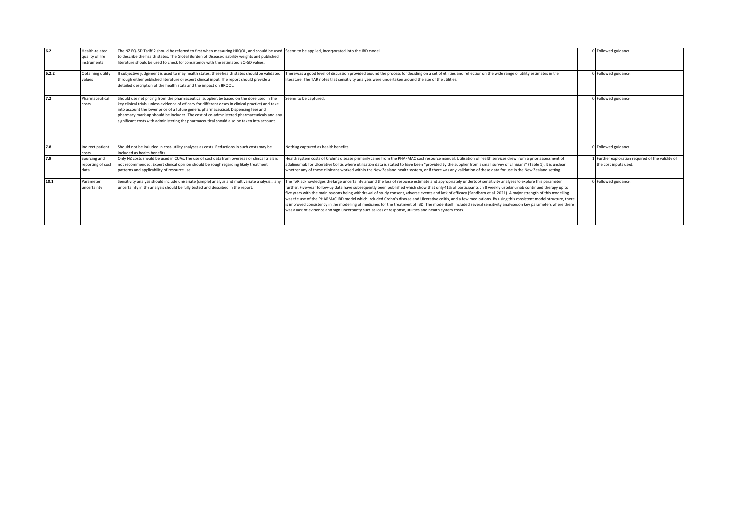| 6.2 | Health-related quality of life instruments | The NZ EQ-5D Tariff 2 should be referred to first when measuring HRQOL, and should be used to describe the health states. The Global Burden of Disease disability weights and published literature should be used to check for consistency with the estimated EQ-5D values. | Seems to be applied, incorporated into the IBD model. | 0 | Followed guidance. |
|---|---|---|---|---|---|
| 6.2.2 | Obtaining utility values | If subjective judgement is used to map health states, these health states should be validated through either published literature or expert clinical input. The report should provide a detailed description of the health state and the impact on HRQOL. | There was a good level of discussion provided around the process for deciding on a set of utilities and reflection on the wide range of utility estimates in the literature. The TAR notes that sensitivity analyses were undertaken around the size of the utilities. | 0 | Followed guidance. |
| 7.2 | Pharmaceutical costs | Should use net pricing from the pharmaceutical supplier, be based on the dose used in the key clinical trials (unless evidence of efficacy for different doses in clinical practice) and take into account the lower price of a future generic pharmaceutical. Dispensing fees and pharmacy mark-up should be included. The cost of co-administered pharmaceuticals and any significant costs with administering the pharmaceutical should also be taken into account. | Seems to be captured. | 0 | Followed guidance. |
| 7.8 | Indirect patient costs | Should not be included in cost-utility analyses as costs. Reductions in such costs may be included as health benefits. | Nothing captured as health benefits. | 0 | Followed guidance. |
| 7.9 | Sourcing and reporting of cost data | Only NZ costs should be used in CUAs. The use of cost data from overseas or clinical trials is not recommended. Expert clinical opinion should be sough regarding likely treatment patterns and applicability of resource use. | Health system costs of Crohn's disease primarily came from the PHARMAC cost resource manual. Utilisation of health services drew from a prior assessment of adalimumab for Ulcerative Colitis where utilisation data is stated to have been "provided by the supplier from a small survey of clinicians" (Table 1). It is unclear whether any of these clinicians worked within the New Zealand health system, or if there was any validation of these data for use in the New Zealand setting. | 1 | Further exploration required of the validity of the cost inputs used. |
| 10.1 | Parameter uncertainty | Sensitivity analysis should include univariate (simple) analysis and multivariate analysis… any uncertainty in the analysis should be fully tested and described in the report. | The TAR acknowledges the large uncertainty around the loss of response estimate and appropriately undertook sensitivity analyses to explore this parameter further. Five-year follow-up data have subsequently been published which show that only 41% of participants on 8 weekly ustekinumab continued therapy up to five years with the main reasons being withdrawal of study consent, adverse events and lack of efficacy (Sandborn et al. 2021). A major strength of this modelling was the use of the PHARMAC IBD model which included Crohn's disease and Ulcerative colitis, and a few medications. By using this consistent model structure, there is improved consistency in the modelling of medicines for the treatment of IBD. The model itself included several sensitivity analyses on key parameters where there was a lack of evidence and high uncertainty such as loss of response, utilities and health system costs. | 0 | Followed guidance. |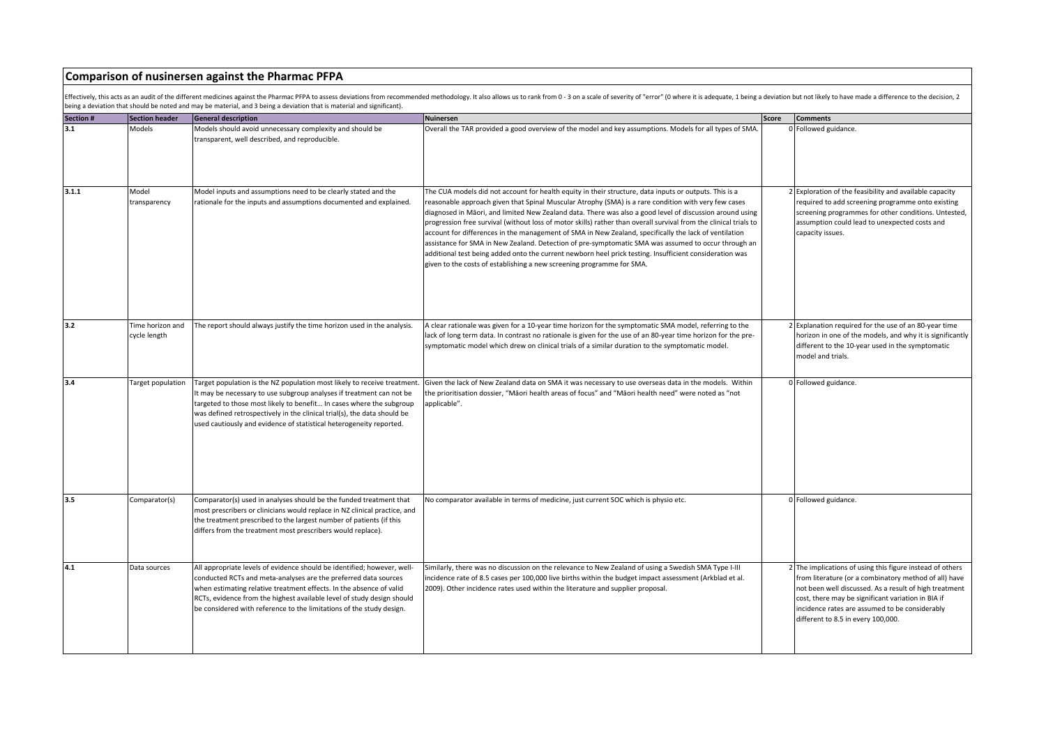# Comparison of nusinersen against the Pharmac PFPA

Effectively, this acts as an audit of the different medicines against the Pharmac PFPA to assess deviations from recommended methodology. It also allows us to rank from 0 - 3 on a scale of severity of "error" (0 where it is adequate, 1 being a deviation but not likely to have made a difference to the decision, 2 being a deviation that should be noted and may be material, and 3 being a deviation that is material and significant).

| Section # | Section header | General description | Nuinersen | Score | Comments |
|---|---|---|---|---|---|
| 3.1 | Models | Models should avoid unnecessary complexity and should be transparent, well described, and reproducible. | Overall the TAR provided a good overview of the model and key assumptions. Models for all types of SMA. | 0 | Followed guidance. |
| 3.1.1 | Model transparency | Model inputs and assumptions need to be clearly stated and the rationale for the inputs and assumptions documented and explained. | The CUA models did not account for health equity in their structure, data inputs or outputs. This is a reasonable approach given that Spinal Muscular Atrophy (SMA) is a rare condition with very few cases diagnosed in Māori, and limited New Zealand data. There was also a good level of discussion around using progression free survival (without loss of motor skills) rather than overall survival from the clinical trials to account for differences in the management of SMA in New Zealand, specifically the lack of ventilation assistance for SMA in New Zealand. Detection of pre-symptomatic SMA was assumed to occur through an additional test being added onto the current newborn heel prick testing. Insufficient consideration was given to the costs of establishing a new screening programme for SMA. | 2 | Exploration of the feasibility and available capacity required to add screening programme onto existing screening programmes for other conditions. Untested, assumption could lead to unexpected costs and capacity issues. |
| 3.2 | Time horizon and cycle length | The report should always justify the time horizon used in the analysis. | A clear rationale was given for a 10-year time horizon for the symptomatic SMA model, referring to the lack of long term data. In contrast no rationale is given for the use of an 80-year time horizon for the pre-symptomatic model which drew on clinical trials of a similar duration to the symptomatic model. | 2 | Explanation required for the use of an 80-year time horizon in one of the models, and why it is significantly different to the 10-year used in the symptomatic model and trials. |
| 3.4 | Target population | Target population is the NZ population most likely to receive treatment. It may be necessary to use subgroup analyses if treatment can not be targeted to those most likely to benefit… In cases where the subgroup was defined retrospectively in the clinical trial(s), the data should be used cautiously and evidence of statistical heterogeneity reported. | Given the lack of New Zealand data on SMA it was necessary to use overseas data in the models. Within the prioritisation dossier, "Māori health areas of focus" and "Māori health need" were noted as "not applicable". | 0 | Followed guidance. |
| 3.5 | Comparator(s) | Comparator(s) used in analyses should be the funded treatment that most prescribers or clinicians would replace in NZ clinical practice, and the treatment prescribed to the largest number of patients (if this differs from the treatment most prescribers would replace). | No comparator available in terms of medicine, just current SOC which is physio etc. | 0 | Followed guidance. |
| 4.1 | Data sources | All appropriate levels of evidence should be identified; however, well-conducted RCTs and meta-analyses are the preferred data sources when estimating relative treatment effects. In the absence of valid RCTs, evidence from the highest available level of study design should be considered with reference to the limitations of the study design. | Similarly, there was no discussion on the relevance to New Zealand of using a Swedish SMA Type I-III incidence rate of 8.5 cases per 100,000 live births within the budget impact assessment (Arkblad et al. 2009). Other incidence rates used within the literature and supplier proposal. | 2 | The implications of using this figure instead of others from literature (or a combinatory method of all) have not been well discussed. As a result of high treatment cost, there may be significant variation in BIA if incidence rates are assumed to be considerably different to 8.5 in every 100,000. |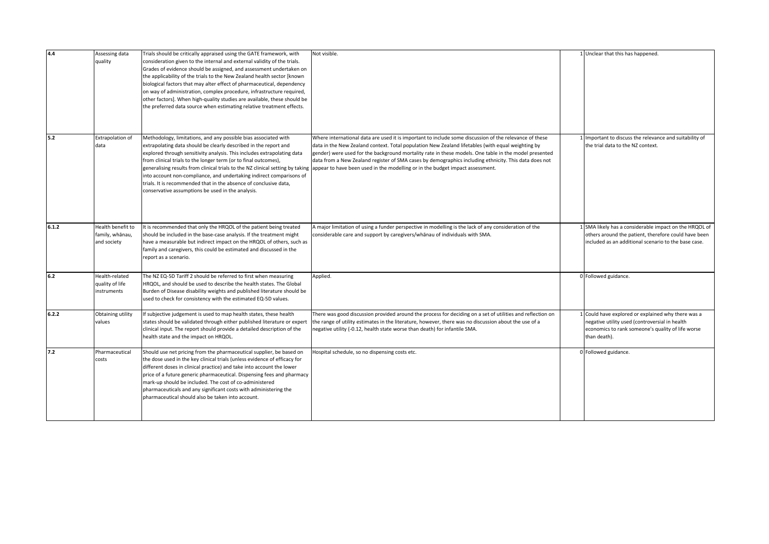| 4.4 | Assessing data quality | Trials should be critically appraised using the GATE framework, with consideration given to the internal and external validity of the trials. Grades of evidence should be assigned, and assessment undertaken on the applicability of the trials to the New Zealand health sector [known biological factors that may alter effect of pharmaceutical, dependency on way of administration, complex procedure, infrastructure required, other factors]. When high-quality studies are available, these should be the preferred data source when estimating relative treatment effects. | Not visible. | 1 | Unclear that this has happened. |
|---|---|---|---|---|---|
| 5.2 | Extrapolation of data | Methodology, limitations, and any possible bias associated with extrapolating data should be clearly described in the report and explored through sensitivity analysis. This includes extrapolating data from clinical trials to the longer term (or to final outcomes), generalising results from clinical trials to the NZ clinical setting by taking into account non-compliance, and undertaking indirect comparisons of trials. It is recommended that in the absence of conclusive data, conservative assumptions be used in the analysis. | Where international data are used it is important to include some discussion of the relevance of these data in the New Zealand context. Total population New Zealand lifetables (with equal weighting by gender) were used for the background mortality rate in these models. One table in the model presented data from a New Zealand register of SMA cases by demographics including ethnicity. This data does not appear to have been used in the modelling or in the budget impact assessment. | 1 | Important to discuss the relevance and suitability of the trial data to the NZ context. |
| 6.1.2 | Health benefit to family, whānau, and society | It is recommended that only the HRQOL of the patient being treated should be included in the base-case analysis. If the treatment might have a measurable but indirect impact on the HRQOL of others, such as family and caregivers, this could be estimated and discussed in the report as a scenario. | A major limitation of using a funder perspective in modelling is the lack of any consideration of the considerable care and support by caregivers/whānau of individuals with SMA. | 1 | SMA likely has a considerable impact on the HRQOL of others around the patient, therefore could have been included as an additional scenario to the base case. |
| 6.2 | Health-related quality of life instruments | The NZ EQ-5D Tariff 2 should be referred to first when measuring HRQOL, and should be used to describe the health states. The Global Burden of Disease disability weights and published literature should be used to check for consistency with the estimated EQ-5D values. | Applied. | 0 | Followed guidance. |
| 6.2.2 | Obtaining utility values | If subjective judgement is used to map health states, these health states should be validated through either published literature or expert clinical input. The report should provide a detailed description of the health state and the impact on HRQOL. | There was good discussion provided around the process for deciding on a set of utilities and reflection on the range of utility estimates in the literature, however, there was no discussion about the use of a negative utility (-0.12, health state worse than death) for infantile SMA. | 1 | Could have explored or explained why there was a negative utility used (controversial in health economics to rank someone's quality of life worse than death). |
| 7.2 | Pharmaceutical costs | Should use net pricing from the pharmaceutical supplier, be based on the dose used in the key clinical trials (unless evidence of efficacy for different doses in clinical practice) and take into account the lower price of a future generic pharmaceutical. Dispensing fees and pharmacy mark-up should be included. The cost of co-administered pharmaceuticals and any significant costs with administering the pharmaceutical should also be taken into account. | Hospital schedule, so no dispensing costs etc. | 0 | Followed guidance. |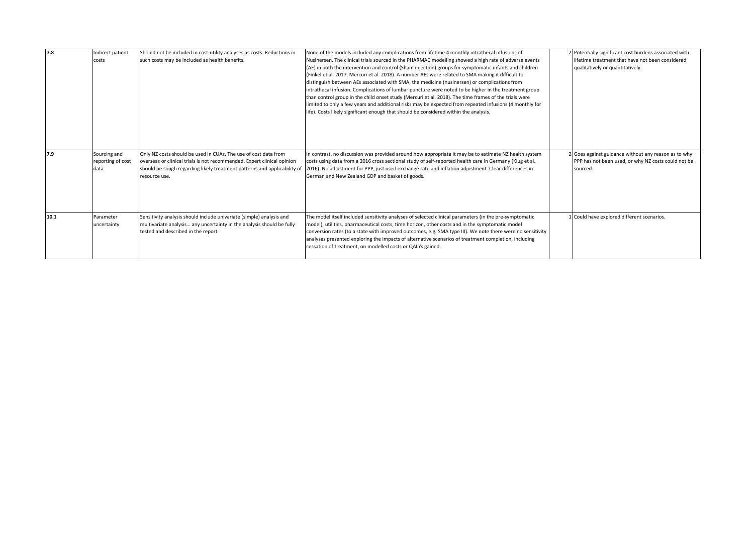| 7.8 | Indirect patient costs | Should not be included in cost-utility analyses as costs. Reductions in such costs may be included as health benefits. | None of the models included any complications from lifetime 4 monthly intrathecal infusions of Nusinersen. The clinical trials sourced in the PHARMAC modelling showed a high rate of adverse events (AE) in both the intervention and control (Sham injection) groups for symptomatic infants and children (Finkel et al. 2017; Mercuri et al. 2018). A number AEs were related to SMA making it difficult to distinguish between AEs associated with SMA, the medicine (nusinersen) or complications from intrathecal infusion. Complications of lumbar puncture were noted to be higher in the treatment group than control group in the child onset study (Mercuri et al. 2018). The time frames of the trials were limited to only a few years and additional risks may be expected from repeated infusions (4 monthly for life). Costs likely significant enough that should be considered within the analysis. | 2 | Potentially significant cost burdens associated with lifetime treatment that have not been considered qualitatively or quantitatively. |
|---|---|---|---|---|---|
| 7.9 | Sourcing and reporting of cost data | Only NZ costs should be used in CUAs. The use of cost data from overseas or clinical trials is not recommended. Expert clinical opinion should be sough regarding likely treatment patterns and applicability of resource use. | In contrast, no discussion was provided around how appropriate it may be to estimate NZ health system costs using data from a 2016 cross sectional study of self-reported health care in Germany (Klug et al. 2016). No adjustment for PPP, just used exchange rate and inflation adjustment. Clear differences in German and New Zealand GDP and basket of goods. | 2 | Goes against guidance without any reason as to why PPP has not been used, or why NZ costs could not be sourced. |
| 10.1 | Parameter uncertainty | Sensitivity analysis should include univariate (simple) analysis and multivariate analysis... any uncertainty in the analysis should be fully tested and described in the report. | The model itself included sensitivity analyses of selected clinical parameters (in the pre-symptomatic model), utilities, pharmaceutical costs, time horizon, other costs and in the symptomatic model conversion rates (to a state with improved outcomes, e.g. SMA type III). We note there were no sensitivity analyses presented exploring the impacts of alternative scenarios of treatment completion, including cessation of treatment, on modelled costs or QALYs gained. | 1 | Could have explored different scenarios. |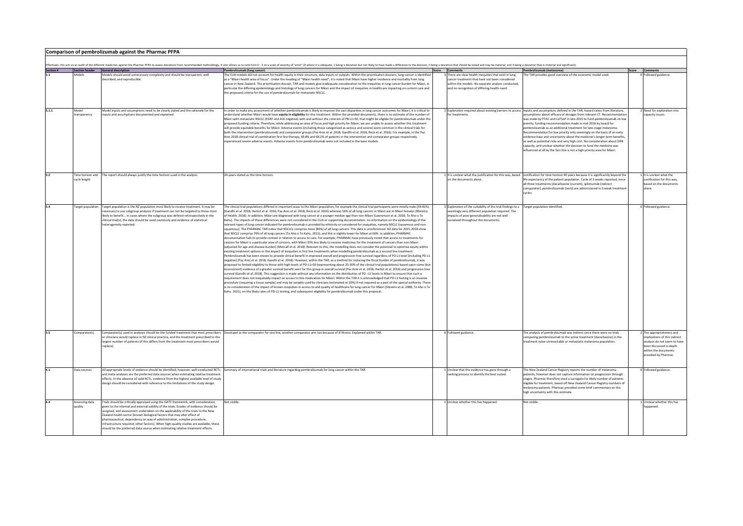## Comparison of pembrolizumab against the Pharmac PFPA

Effectively, this acts as an audit of the different medicines against the Pharmac PFPA to assess deviations from recommended methodology. It also allows us to rank from 0 - 3 on a scale of severity of "error" (0 where it is adequate, 1 being a deviation but not likely to have made a difference to the decision, 2 being a deviation that should be noted and may be material, and 3 being a deviation that is material and significant).

| Section # | Section header | General description | Pembrolizumab (lung cancer) | Score | Comments | Pembrolizumab (melanoma) | Score | Comments |
|---|---|---|---|---|---|---|---|---|
| 3.1 | Models | Models should avoid unnecessary complexity and should be transparent, well described, and reproducible. | The CUA models did not account for health equity in their structure, data inputs or outputs. Within the prioritisation dossiers, lung cancer is identified as a "Māori health area of focus". Under the heading of "Māori health need", it is noted that Māori have higher incidence and mortality from lung cancer in New Zealand. The prioritisation dossier, TAR and models give inadequate consideration to the inequities in lung cancer burden for Māori, in particular the differing epidemiology and histology of lung cancers for Māori and the impact of inequities in healthcare impacting on current care and the proposed criteria for the use of pembrolizumab for metastatic NSCLC. | 3 | There are clear health inequities that exist in lung cancer treatment that have not been considered within the models. No separate analysis conducted, and no recognition of differing health need. | The TAR provides good overview of the economic model used. | 0 | Followed guidance. |
| 3.1.1 | Model transparency | Model inputs and assumptions need to be clearly stated and the rationale for the inputs and assumptions documented and explained. | In order to make any assessment of whether pembrolizumab is likely to improve the vast disparities in lung cancer outcomes for Māori, it is critical to understand whether Māori would have **equity in eligibility** for this treatment. Within the provided documents, there is no estimate of the number of Māori with metastatic NSCLC (EGFR and ALK negative) with and without the criterion of PB-L1>50, that might be eligible for pembrolizumab under the proposed funding criteria. Therefore, while addressing an area of focus and high priority for Māori, we are unable to assess whether this treatment will provide equitable benefits for Māori. Adverse events (including those categorised as serious and severe) were common in the clinical trials for both the intervention (pembrolizumab) and comparator groups (Paz Ares et al. 2018; Gandhi et al. 2018; Reck et al. 2016). For example, in the Paz Ares 2018 clinical trial of combination first line therapy, 69.8% and 68.2% of patients in the intervention and comparator groups respectively experienced severe adverse events. Adverse events from pembrolizumab were not included in the base models. | 3 | Exploration required about existing barriers to access for treatments. | Inputs and assumptions defined in the TAR, hazard ratios from literature, assumptions about efficacy of dosages from relevant CT. Recommendation was made by PTAC and CaTSoP in late 2015 to fund pembrolizumab on low priority, funding recommendation made in mid-2016 by board for pembrolizumab as an additional treatment for late-stage melanoma. Recommendation for low priority only seemingly on the basis of an early evidence base and uncertainty about the medicine's longer term benefits, as well as potential risks and very high cost. No consideration about DHB capacity, and unclear whether the decision to fund the medicine was influenced at all by the fact this is not a high priority area for Māori. | 2 | Need for exploration into capacity issues. |
| 3.2 | Time horizon and cycle length | The report should always justify the time horizon used in the analysis. | 20-years stated as the time horizon. | 1 | It is unclear what the justification for this was, based on the documents alone. | Justification for time horizon 40 years because it is significantly beyond the life expectancy of the patient population. Cycle of 3 weeks reported, since all three treatments (dacarbazine (current), ipilimumab (indirect comparator), pembrolizumab (test)) are administered in 3-week treatment cycles. | 1 | It is unclear what the justification for this was, based on the documents alone. |
| 3.4 | Target population | Target population is the NZ population most likely to receive treatment. It may be necessary to use subgroup analyses if treatment can not be targeted to those most likely to benefit... In cases where the subgroup was defined retrospectively in the clinical trial(s), the data should be used cautiously and evidence of statistical heterogeneity reported. | The clinical trial populations differed in important ways to the Māori population, for example the clinical trial participants were mostly male (59-81%) (Gandhi et al. 2018; Herbst et al. 2016; Paz Ares et al. 2018; Reck et al. 2016) whereas 56% of all lung cancers in Māori are in Māori females (Ministry of Health. 2018). In addition, Māori are diagnosed with lung cancer at a younger median age than non-Māori (Lawrenson et al. 2018; Te Aho o Te Kahu). The impacts of these differences were not considered in the CUA or supporting documentation. no information on the epidemiology of the relevant types of lung cancer indicated for pembrolizumab is provided by ethnicity or considered for inequities, namely NSCLC (squamous and non-squamous). The PHARMAC TAR notes that NSCLCs comprise most (80%) of all lung cancers. NZ data for 2015-2018 show that NSCLC comprise 70% of all lung cancers (Te Aho o Te Kahu. 2021), and this is slightly lower for Māori at 66%. In addition, PHARMAC documentation fails to provide context in relation to access to care. For example, PHARMAC have previously noted that access to treatments for cancers for Māori is a particular area of concern, with Māori 35% less likely to receive medicines for the treatment of cancers than non-Māori (adjusted for age and disease burden) (Metcalf et al. 2018). Relevant to this, the modelling does not consider the potential to optimise equity within existing treatment options or the impact of inequities in first line treatments when modelling pembrolizumab as a second line treatment. Pembrolizumab has been shown to provide clinical benefit in improved overall and progression-free survival regardless of PD-L1 level (including PD-L1 negative) (Paz Ares et al. 2018; Gandhi et al. 2018). However, within the TAR, as a method for reducing the fiscal burden of pembrolizumab, it was proposed to limited eligibility to those with high levels of PD-L1>50 (representing about 25-30% of the clinical trial populations) based upon some (but inconsistent) evidence of a greater survival benefit seen for this group in overall survival (Paz Ares et al. 2018; Herbst et al. 2016) and progression free survival (Gandhi et al. 2018). This suggestion is made without any information on the distribution of PD –L1 levels in Māori to ensure that such a requirement does not inequitably impact on access to this medication for Māori. Within the TAR it is acknowledged that PD-L1 testing is an invasive procedure (requiring a tissue sample) and may be variably used by clinicians (estimated at 10%) if not required as a part of the special authority. There is no consideration of the impact of known inequities in access to and quality of healthcare for lung cancer for Māori (Stevens et al. 2008; Te Aho o Te Kahu. 2021), on the likely rates of PD-L1 testing, and subsequent eligibility for pembrolizumab under this proposal. | 3 | Exploration of the suitability of the trial findings to a seemingly very different population required. The impacts of poor generalisability are not well socialised throughout the documents. | Target population identified. | 0 | Followed guidance. |
| 3.5 | Comparator(s) | Comparator(s) used in analyses should be the funded treatment that most prescribers or clinicians would replace in NZ clinical practice, and the treatment prescribed to the largest number of patients (if this differs from the treatment most prescribers would replace). | Docetaxel as the comparator for one line, another comparator arm too because of ill fitness. Explained within TAR. | 0 | Followed guidance. | The analysis of pembrolizumab was indirect since there were no trials comparing pembrolizumab to the active treatment (dacarbazine) in the treatment naive unresectable or metastatic melanoma population. | 2 | The appropriateness and implications of this indirect analysis do not seem to have been discussed in depth within the documents provided by Pharmac. |
| 4.1 | Data sources | All appropriate levels of evidence should be identified; however, well-conducted RCTs and meta-analyses are the preferred data sources when estimating relative treatment effects. In the absence of valid RCTs, evidence from the highest available level of study design should be considered with reference to the limitations of the study design. | Summary of international trials and literature regarding pembrolizumab for lung cancer within the TAR. | 1 | Unclear that the evidence has gone through a ranking process to identify the best suited. | The New Zealand Cancer Registry reports the number of melanoma patients, however does not capture information on progression through stages. Pharmac therefore used a surrogate for likely number of patients eligible for treatment, based off New Zealand Cancer Registry numbers of melanoma patients. Pharmac provided some brief commentary on the high uncertainty with this estimate. | 0 | Followed guidance. |
| 4.4 | Assessing data quality | Trials should be critically appraised using the GATE framework, with consideration given to the internal and external validity of the trials. Grades of evidence should be assigned, and assessment undertaken on the applicability of the trials to the New Zealand health sector (known biological factors that may alter effect of pharmaceutical, dependency on way of administration, complex procedure, infrastructure required, other factors). When high-quality studies are available, these should be the preferred data source when estimating relative treatment effects. | Not visible. | 1 | Unclear whether this has happened. | Not visible. | 1 | Unclear whether this has happened. |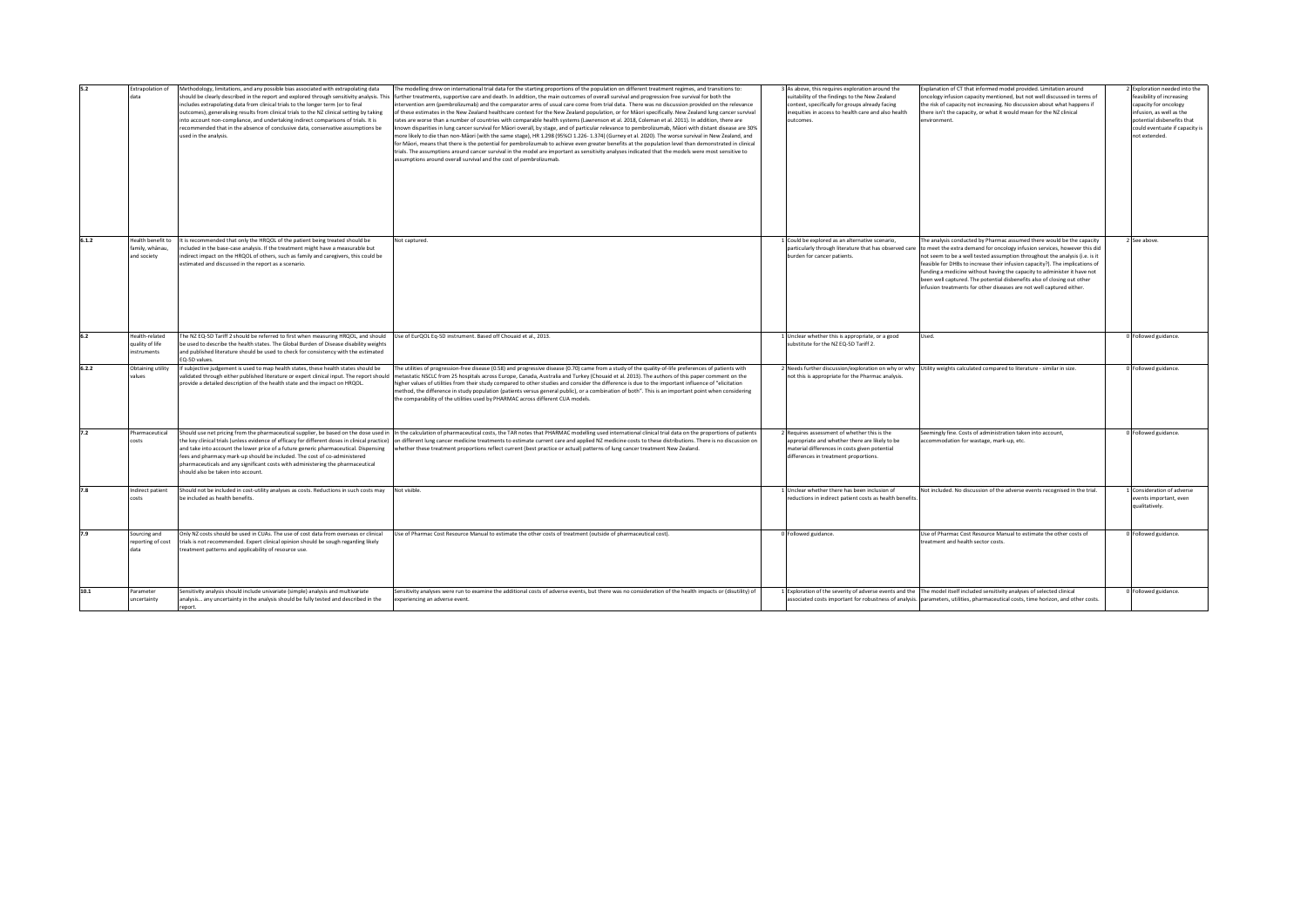| | | | | | | | |
|---|---|---|---|---|---|---|---|
| 5.2 | Extrapolation of data | Methodology, limitations, and any possible bias associated with extrapolating data should be clearly described in the report and explored through sensitivity analysis. This includes extrapolating data from clinical trials to the longer term (or to final outcomes), generalising results from clinical trials to the NZ clinical setting by taking into account non-compliance, and undertaking indirect comparisons of trials. It is recommended that in the absence of conclusive data, conservative assumptions be used in the analysis. | The modelling drew on international trial data for the starting proportions of the population on different treatment regimes, and transitions to: further treatments, supportive care and death. In addition, the main outcomes of overall survival and progression free survival for both the intervention arm (pembrolizumab) and the comparator arms of usual care come from trial data. There was no discussion provided on the relevance of these estimates in the New Zealand healthcare context for the New Zealand population, or for Māori specifically. New Zealand lung cancer survival rates are worse than a number of countries with comparable health systems (Lawrenson et al. 2018, Coleman et al. 2011). In addition, there are known disparities in lung cancer survival for Māori overall, by stage, and of particular relevance to pembrolizumab, Māori with distant disease are 30% more likely to die than non-Māori (with the same stage), HR 1.298 (95%CI 1.226- 1.374) (Gurney et al. 2020). The worse survival in New Zealand, and for Māori, means that there is the potential for pembrolizumab to achieve even greater benefits at the population level than demonstrated in clinical trials. The assumptions around cancer survival in the model are important as sensitivity analyses indicated that the models were most sensitive to assumptions around overall survival and the cost of pembrolizumab. | 3 | As above, this requires exploration around the suitability of the findings to the New Zealand context, specifically for groups already facing inequities in access to health care and also health outcomes. | Explanation of CT that informed model provided. Limitation around oncology infusion capacity mentioned, but not well discussed in terms of the risk of capacity not increasing. No discussion about what happens if there isn't the capacity, or what it would mean for the NZ clinical environment. | 2 | Exploration needed into the feasibility of increasing capacity for oncology infusion, as well as the potential disbenefits that could eventuate if capacity is not extended. |
| 6.1.2 | Health benefit to family, whānau, and society | It is recommended that only the HRQOL of the patient being treated should be included in the base-case analysis. If the treatment might have a measurable but indirect impact on the HRQOL of others, such as family and caregivers, this could be estimated and discussed in the report as a scenario. | Not captured. | 1 | Could be explored as an alternative scenario, particularly through literature that has observed care burden for cancer patients. | The analysis conducted by Pharmac assumed there would be the capacity to meet the extra demand for oncology infusion services, however this did not seem to be a well tested assumption throughout the analysis (i.e. is it feasible for DHBs to increase their infusion capacity?). The implications of funding a medicine without having the capacity to administer it have not been well captured. The potential disbenefits also of closing out other infusion treatments for other diseases are not well captured either. | 2 | See above. |
| 6.2 | Health-related quality of life instruments | The NZ EQ-5D Tariff 2 should be referred to first when measuring HRQOL, and should be used to describe the health states. The Global Burden of Disease disability weights and published literature should be used to check for consistency with the estimated EQ-5D values. | Use of EurQOL Eq-5D instrument. Based off Chouaid et al., 2013. | 1 | Unclear whether this is appropriate, or a good substitute for the NZ EQ-5D Tariff 2. | Used. | 0 | Followed guidance. |
| 6.2.2 | Obtaining utility values | If subjective judgement is used to map health states, these health states should be validated through either published literature or expert clinical input. The report should provide a detailed description of the health state and the impact on HRQOL. | The utilities of progression-free disease (0.58) and progressive disease (0.70) came from a study of the quality-of-life preferences of patients with metastatic NSCLC from 25 hospitals across Europe, Canada, Australia and Turkey (Chouaid et al. 2013). The authors of this paper comment on the higher values of utilities from their study compared to other studies and consider the difference is due to the important influence of "elicitation method, the difference in study population (patients versus general public), or a combination of both". This is an important point when considering the comparability of the utilities used by PHARMAC across different CUA models. | 2 | Needs further discussion/exploration on why or why not this is appropriate for the Pharmac analysis. | Utility weights calculated compared to literature - similar in size. | 0 | Followed guidance. |
| 7.2 | Pharmaceutical costs | Should use net pricing from the pharmaceutical supplier, be based on the dose used in the key clinical trials (unless evidence of efficacy for different doses in clinical practice) and take into account the lower price of a future generic pharmaceutical. Dispensing fees and pharmacy mark-up should be included. The cost of co-administered pharmaceuticals and any significant costs with administering the pharmaceutical should also be taken into account. | In the calculation of pharmaceutical costs, the TAR notes that PHARMAC modelling used international clinical trial data on the proportions of patients on different lung cancer medicine treatments to estimate current care and applied NZ medicine costs to these distributions. There is no discussion on whether these treatment proportions reflect current (best practice or actual) patterns of lung cancer treatment New Zealand. | 2 | Requires assessment of whether this is the appropriate and whether there are likely to be material differences in costs given potential differences in treatment proportions. | Seemingly fine. Costs of administration taken into account, accommodation for wastage, mark-up, etc. | 0 | Followed guidance. |
| 7.8 | Indirect patient costs | Should not be included in cost-utility analyses as costs. Reductions in such costs may be included as health benefits. | Not visible. | 1 | Unclear whether there has been inclusion of reductions in indirect patient costs as health benefits. | Not included. No discussion of the adverse events recognised in the trial. | 1 | Consideration of adverse events important, even qualitatively. |
| 7.9 | Sourcing and reporting of cost data | Only NZ costs should be used in CUAs. The use of cost data from overseas or clinical trials is not recommended. Expert clinical opinion should be sough regarding likely treatment patterns and applicability of resource use. | Use of Pharmac Cost Resource Manual to estimate the other costs of treatment (outside of pharmaceutical cost). | 0 | Followed guidance. | Use of Pharmac Cost Resource Manual to estimate the other costs of treatment and health sector costs. | 0 | Followed guidance. |
| 10.1 | Parameter uncertainty | Sensitivity analysis should include univariate (simple) analysis and multivariate analysis... any uncertainty in the analysis should be fully tested and described in the report. | Sensitivity analyses were run to examine the additional costs of adverse events, but there was no consideration of the health impacts or (disutility) of experiencing an adverse event. | 1 | Exploration of the severity of adverse events and the associated costs important for robustness of analysis. | The model itself included sensitivity analyses of selected clinical parameters, utilities, pharmaceutical costs, time horizon, and other costs. | 0 | Followed guidance. |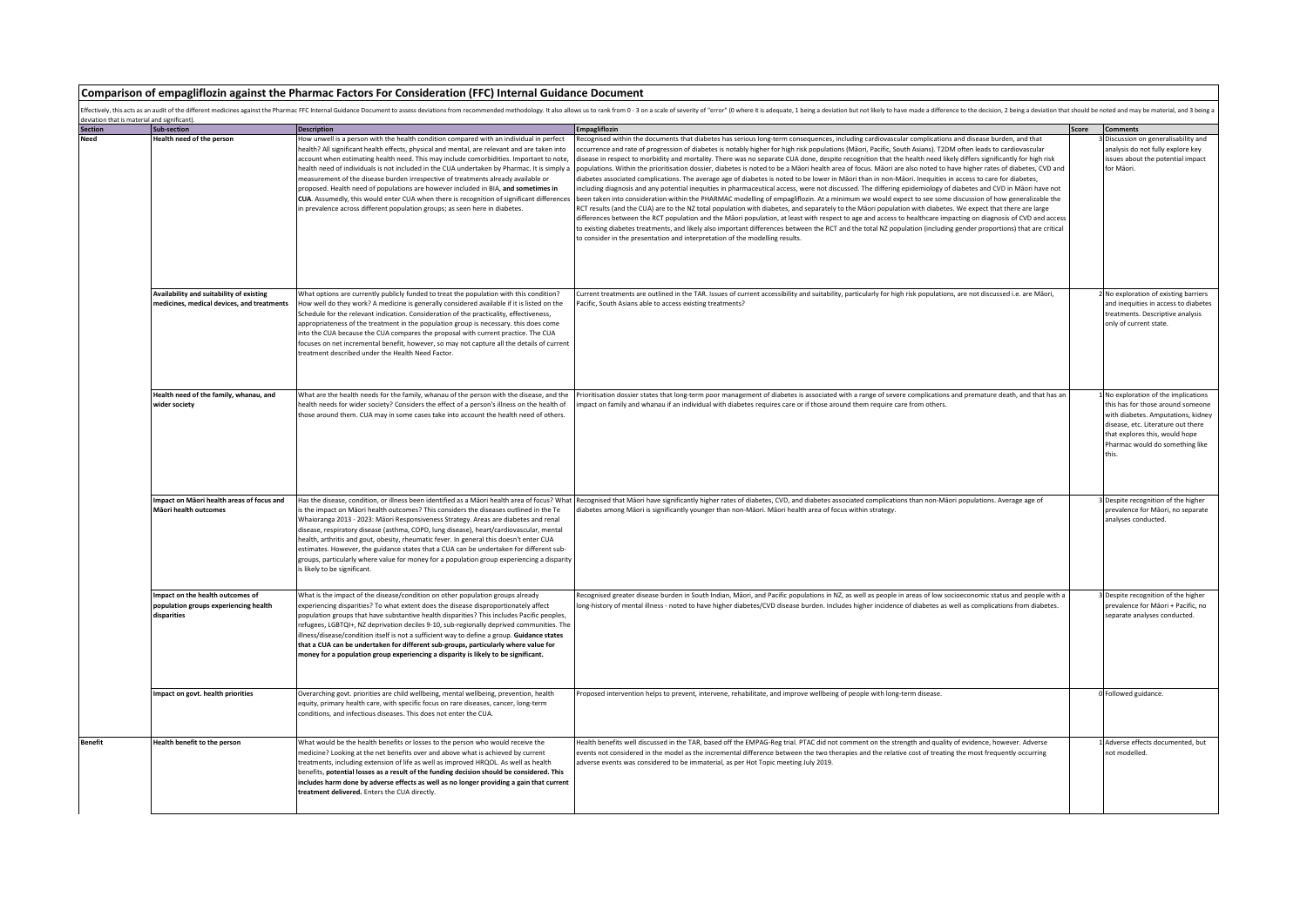## Comparison of empagliflozin against the Pharmac Factors For Consideration (FFC) Internal Guidance Document

Effectively, this acts as an audit of the different medicines against the Pharmac FFC Internal Guidance Document to assess deviations from recommended methodology. It also allows us to rank from 0 - 3 on a scale of severity of "error" (0 where it is adequate, 1 being a deviation but not likely to have made a difference to the decision, 2 being a deviation that should be noted and may be material, and 3 being a deviation that is material and significant).

| Section | Sub-section | Description | Empagliflozin | Score | Comments |
|---|---|---|---|---|---|
| Need | Health need of the person | How unwell is a person with the health condition compared with an individual in perfect health? All significant health effects, physical and mental, are relevant and are taken into account when estimating health need. This may include comorbidities. Important to note, health need of individuals is not included in the CUA undertaken by Pharmac. It is simply a measurement of the disease burden irrespective of treatments already available or proposed. Health need of populations are however included in BIA, **and sometimes in CUA**. Assumedly, this would enter CUA when there is recognition of significant differences in prevalence across different population groups; as seen here in diabetes. | Recognised within the documents that diabetes has serious long-term consequences, including cardiovascular complications and disease burden, and that occurrence and rate of progression of diabetes is notably higher for high risk populations (Māori, Pacific, South Asians). T2DM often leads to cardiovascular disease in respect to morbidity and mortality. There was no separate CUA done, despite recognition that the health need likely differs significantly for high risk populations. Within the prioritisation dossier, diabetes is noted to be a Māori health area of focus. Māori are also noted to have higher rates of diabetes, CVD and diabetes associated complications. The average age of diabetes is noted to be lower in Māori than in non-Māori. Inequities in access to care for diabetes, including diagnosis and any potential inequities in pharmaceutical access, were not discussed. The differing epidemiology of diabetes and CVD in Māori have not been taken into consideration within the PHARMAC modelling of empagliflozin. At a minimum we would expect to see some discussion of how generalizable the RCT results (and the CUA) are to the NZ total population with diabetes, and separately to the Māori population with diabetes. We expect that there are large differences between the RCT population and the Māori population, at least with respect to age and access to healthcare impacting on diagnosis of CVD and access to existing diabetes treatments, and likely also important differences between the RCT and the total NZ population (including gender proportions) that are critical to consider in the presentation and interpretation of the modelling results. | 3 | Discussion on generalisability and analysis do not fully explore key issues about the potential impact for Māori. |
| | Availability and suitability of existing medicines, medical devices, and treatments | What options are currently publicly funded to treat the population with this condition? How well do they work? A medicine is generally considered available if it is listed on the Schedule for the relevant indication. Consideration of the practicality, effectiveness, appropriateness of the treatment in the population group is necessary. this does come into the CUA because the CUA compares the proposal with current practice. The CUA focuses on net incremental benefit, however, so may not capture all the details of current treatment described under the Health Need Factor. | Current treatments are outlined in the TAR. Issues of current accessibility and suitability, particularly for high risk populations, are not discussed i.e. are Māori, Pacific, South Asians able to access existing treatments? | 2 | No exploration of existing barriers and inequities in access to diabetes treatments. Descriptive analysis only of current state. |
| | Health need of the family, whanau, and wider society | What are the health needs for the family, whanau of the person with the disease, and the health needs for wider society? Considers the effect of a person's illness on the health of those around them. CUA may in some cases take into account the health need of others. | Prioritisation dossier states that long-term poor management of diabetes is associated with a range of severe complications and premature death, and that has an impact on family and whanau if an individual with diabetes requires care or if those around them require care from others. | 1 | No exploration of the implications this has for those around someone with diabetes. Amputations, kidney disease, etc. Literature out there that explores this, would hope Pharmac would do something like this. |
| | Impact on Māori health areas of focus and Māori health outcomes | Has the disease, condition, or illness been identified as a Māori health area of focus? What is the impact on Māori health outcomes? This considers the diseases outlined in the Te Whaioranga 2013 - 2023: Māori Responsiveness Strategy. Areas are diabetes and renal disease, respiratory disease (asthma, COPD, lung disease), heart/cardiovascular, mental health, arthritis and gout, obesity, rheumatic fever. In general this doesn't enter CUA estimates. However, the guidance states that a CUA can be undertaken for different sub-groups, particularly where value for money for a population group experiencing a disparity is likely to be significant. | Recognised that Māori have significantly higher rates of diabetes, CVD, and diabetes associated complications than non-Māori populations. Average age of diabetes among Māori is significantly younger than non-Māori. Māori health area of focus within strategy. | 3 | Despite recognition of the higher prevalence for Māori, no separate analyses conducted. |
| | Impact on the health outcomes of population groups experiencing health disparities | What is the impact of the disease/condition on other population groups already experiencing disparities? To what extent does the disease disproportionately affect population groups that have substantive health disparities? This includes Pacific peoples, refugees, LGBTQI+, NZ deprivation deciles 9-10, sub-regionally deprived communities. The illness/disease/condition itself is not a sufficient way to define a group. **Guidance states that a CUA can be undertaken for different sub-groups, particularly where value for money for a population group experiencing a disparity is likely to be significant.** | Recognised greater disease burden in South Indian, Māori, and Pacific populations in NZ, as well as people in areas of low socioeconomic status and people with a long-history of mental illness - noted to have higher diabetes/CVD disease burden. Includes higher incidence of diabetes as well as complications from diabetes. | 3 | Despite recognition of the higher prevalence for Māori + Pacific, no separate analyses conducted. |
| | Impact on govt. health priorities | Overarching govt. priorities are child wellbeing, mental wellbeing, prevention, health equity, primary health care, with specific focus on rare diseases, cancer, long-term conditions, and infectious diseases. This does not enter the CUA. | Proposed intervention helps to prevent, intervene, rehabilitate, and improve wellbeing of people with long-term disease. | 0 | Followed guidance. |
| Benefit | Health benefit to the person | What would be the health benefits or losses to the person who would receive the medicine? Looking at the net benefits over and above what is achieved by current treatments, including extension of life as well as improved HRQOL. As well as health benefits, **potential losses as a result of the funding decision should be considered. This includes harm done by adverse effects as well as no longer providing a gain that current treatment delivered.** Enters the CUA directly. | Health benefits well discussed in the TAR, based off the EMPAG-Reg trial. PTAC did not comment on the strength and quality of evidence, however. Adverse events not considered in the model as the incremental difference between the two therapies and the relative cost of treating the most frequently occurring adverse events was considered to be immaterial, as per Hot Topic meeting July 2019. | 1 | Adverse effects documented, but not modelled. |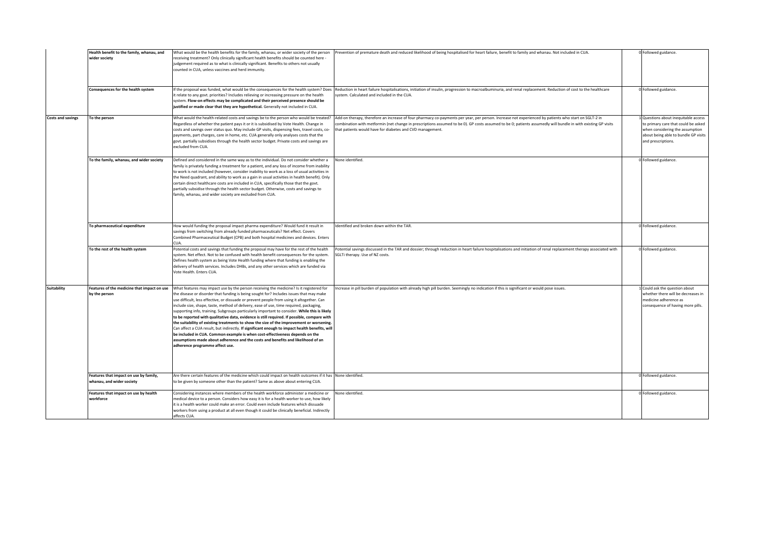| | | | | | |
|---|---|---|---|---|---|
| | **Health benefit to the family, whanau, and wider society** | What would be the health benefits for the family, whanau, or wider society of the person receiving treatment? Only clinically significant health benefits should be counted here - judgement required as to what is clinically significant. Benefits to others not usually counted in CUA, unless vaccines and herd immunity. | Prevention of premature death and reduced likelihood of being hospitalised for heart failure, benefit to family and whanau. Not included in CUA. | 0 | Followed guidance. |
| | **Consequences for the health system** | If the proposal was funded, what would be the consequences for the health system? Does it relate to any govt. priorities? Includes relieving or increasing pressure on the health system. **Flow-on effects may be complicated and their perceived presence should be justified or made clear that they are hypothetical.** Generally not included in CUA. | Reduction in heart failure hospitalisations, initiation of insulin, progression to macroalbuminuria, and renal replacement. Reduction of cost to the healthcare system. Calculated and included in the CUA. | 0 | Followed guidance. |
| **Costs and savings** | **To the person** | What would the health-related costs and savings be to the person who would be treated? Regardless of whether the patient pays it or it is subsidised by Vote Health. Change in costs and savings over status quo. May include GP visits, dispensing fees, travel costs, co-payments, part charges, care in home, etc. CUA generally only analyses costs that the govt. partially subsidises through the health sector budget. Private costs and savings are excluded from CUA. | Add-on therapy, therefore an increase of four pharmacy co-payments per year, per person. Increase not experienced by patients who start on SGLT-2 in combination with metformin (net change in prescriptions assumed to be 0). GP costs assumed to be 0; patients assumedly will bundle in with existing GP visits that patients would have for diabetes and CVD management. | 1 | Questions about inequitable access to primary care that could be asked when considering the assumption about being able to bundle GP visits and prescriptions. |
| | **To the family, whanau, and wider society** | Defined and considered in the same way as to the individual. Do not consider whether a family is privately funding a treatment for a patient, and any loss of income from inability to work is not included (however, consider inability to work as a loss of usual activities in the Need quadrant, and ability to work as a gain in usual activities in health benefit). Only certain direct healthcare costs are included in CUA, specifically those that the govt. partially subsidise through the health sector budget. Otherwise, costs and savings to family, whanau, and wider society are excluded from CUA. | None identified. | 0 | Followed guidance. |
| | **To pharmaceutical expenditure** | How would funding the proposal impact pharma expenditure? Would fund it result in savings from switching from already funded pharmaceuticals? Net effect. Covers Combined Pharmaceutical Budget (CPB) and both hospital medicines and devices. Enters CUA. | Identified and broken down within the TAR. | 0 | Followed guidance. |
| | **To the rest of the health system** | Potential costs and savings that funding the proposal may have for the rest of the health system. Net effect. Not to be confused with health benefit consequences for the system. Defines health system as being Vote Health funding where that funding is enabling the delivery of health services. Includes DHBs, and any other services which are funded via Vote Health. Enters CUA. | Potential savings discussed in the TAR and dossier; through reduction in heart failure hospitalisations and initiation of renal replacement therapy associated with SGLTi therapy. Use of NZ costs. | 0 | Followed guidance. |
| **Suitability** | **Features of the medicine that impact on use by the person** | What features may impact use by the person receiving the medicine? Is it registered for the disease or disorder that funding is being sought for? Includes issues that may make use difficult, less effective, or dissuade or prevent people from using it altogether. Can include size, shape, taste, method of delivery, ease of use, time required, packaging, supporting info, training. Subgroups particularly important to consider. **While this is likely to be reported with qualitative data, evidence is still required. If possible, compare with the suitability of existing treatments to show the size of the improvement or worsening.** Can affect a CUA result, but indirectly. **If significant enough to impact health benefits, will be included in CUA. Common example is when cost-effectiveness depends on the assumptions made about adherence and the costs and benefits and likelihood of an adherence programme affect use.** | Increase in pill burden of population with already high pill burden. Seemingly no indication if this is significant or would pose issues. | 1 | Could ask the question about whether there will be decreases in medicine adherence as consequence of having more pills. |
| | **Features that impact on use by family, whanau, and wider society** | Are there certain features of the medicine which could impact on health outcomes if it has to be given by someone other than the patient? Same as above about entering CUA. | None identified. | 0 | Followed guidance. |
| | **Features that impact on use by health workforce** | Considering instances where members of the health workforce administer a medicine or medical device to a person. Considers how easy it is for a health worker to use, how likely it is a health worker could make an error. Could even include features which dissuade workers from using a product at all even though it could be clinically beneficial. Indirectly affects CUA. | None identified. | 0 | Followed guidance. |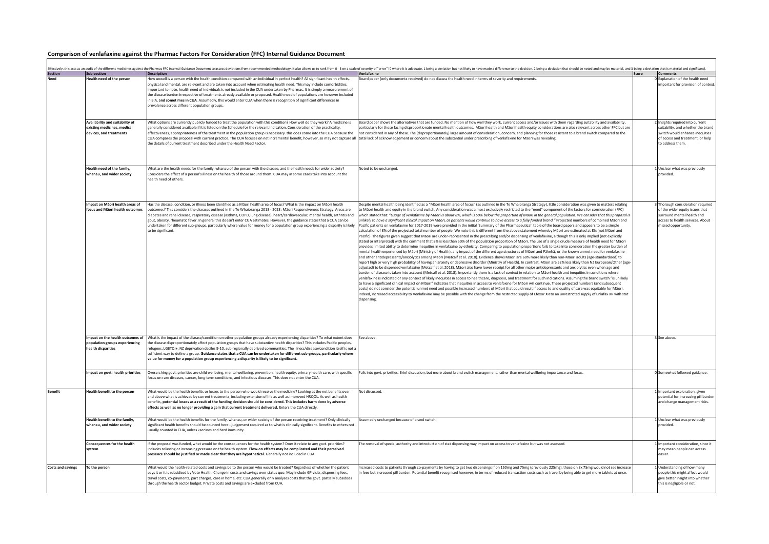## Comparison of venlafaxine against the Pharmac Factors For Consideration (FFC) Internal Guidance Document

Effectively, this acts as an audit of the different medicines against the Pharmac FFC Internal Guidance Document to assess deviations from recommended methodology. It also allows us to rank from 0 - 3 on a scale of severity of "error" (0 where it is adequate, 1 being a deviation but not likely to have made a difference to the decision, 2 being a deviation that should be noted and may be material, and 3 being a deviation that is material and significant).

| Section | Sub-section | Description | Venlafaxine | Score | Comments |
|---|---|---|---|---|---|
| Need | Health need of the person | How unwell is a person with the health condition compared with an individual in perfect health? All significant health effects, physical and mental, are relevant and are taken into account when estimating health need. This may include comorbidities. Important to note, health need of individuals is not included in the CUA undertaken by Pharmac. It is simply a measurement of the disease burden irrespective of treatments already available or proposed. Health need of populations are however included in BIA, **and sometimes in CUA**. Assumedly, this would enter CUA when there is recognition of significant differences in prevalence across different population groups. | Board paper (only documents received) do not discuss the health need in terms of severity and requirements. | 0 | Explanation of the health need important for provision of context. |
| | Availability and suitability of existing medicines, medical devices, and treatments | What options are currently publicly funded to treat the population with this condition? How well do they work? A medicine is generally considered available if it is listed on the Schedule for the relevant indication. Consideration of the practicality, effectiveness, appropriateness of the treatment in the population group is necessary. this does come into the CUA because the CUA compares the proposal with current practice. The CUA focuses on net incremental benefit, however, so may not capture all the details of current treatment described under the Health Need Factor. | Board paper shows the alternatives that are funded. No mention of how well they work, current access and/or issues with them regarding suitability and availability, particularly for those facing disproportionate mental health outcomes. Māori health and Māori health equity considerations are also relevant across other FFC but are not considered in any of these. The (disproportionately) large amount of consideration, concern, and planning for those resistant to a brand switch compared to the total lack of acknowledgement or concern about the substantial under prescribing of venlafaxine for Māori was revealing. | 2 | Insights required into current suitability, and whether the brand switch would enhance inequities of access and treatment, or help to address them. |
| | Health need of the family, whanau, and wider society | What are the health needs for the family, whanau of the person with the disease, and the health needs for wider society? Considers the effect of a person's illness on the health of those around them. CUA may in some cases take into account the health need of others. | Noted to be unchanged. | 1 | Unclear what was previously provided. |
| | Impact on Māori health areas of focus and Māori health outcomes | Has the disease, condition, or illness been identified as a Māori health area of focus? What is the impact on Māori health outcomes? This considers the diseases outlined in the Te Whaioranga 2013 - 2023: Māori Responsiveness Strategy. Areas are diabetes and renal disease, respiratory disease (asthma, COPD, lung disease), heart/cardiovascular, mental health, arthritis and gout, obesity, rheumatic fever. In general this doesn't enter CUA estimates. However, the guidance states that a CUA can be undertaken for different sub-groups, particularly where value for money for a population group experiencing a disparity is likely to be significant. | Despite mental health being identified as a "Māori health area of focus" (as outlined in the Te Whaioranga Strategy), little consideration was given to matters relating to Māori health and equity in the brand switch. Any consideration was almost exclusively restricted to the "need" component of the factors for consideration (FFC) which stated that: "*Usage of venlafaxine by Māori is about 8%, which is 50% below the proportion of Māori in the general population. We consider that this proposal is unlikely to have a significant clinical impact on Māori, as patients would continue to have access to a fully funded brand.*" Projected numbers of combined Māori and Pacific patients on venlafaxine for 2017-2019 were provided in the initial 'Summary of the Pharmaceutical' table of the board papers and appears to be a simple calculation of 8% of the projected total number of people. We note this is different from the above statement whereby Māori are estimated at 8% (not Māori and Pacific). The figures given suggest that Māori are under-represented in the prescribing and/or dispensing of venlafaxine, although this is only implied (not explicitly stated or interpreted) with the comment that 8% is less than 50% of the population proportion of Māori. The use of a single crude measure of health need for Māori provides limited ability to determine inequities in venlafaxine by ethnicity. Comparing to population proportions fails to take into consideration the greater burden of mental health experienced by Māori (Ministry of Health), any impact of the different age structures of Māori and Pākehā, or the known unmet need for venlafaxine and other antidepressants/anxiolytics among Māori (Metcalf et al. 2018). Evidence shows Māori are 60% more likely than non-Māori adults (age-standardised) to report high or very high probability of having an anxiety or depressive disorder (Ministry of Health). In contrast, Māori are 52% less likely than NZ European/Other (age-adjusted) to be dispensed venlafaxine (Metcalf et al. 2018). Māori also have lower receipt for all other major antidepressants and anxiolytics even when age and burden of disease is taken into account (Metcalf et al. 2018). Importantly there is a lack of context in relation to Māori health and inequities in conditions where venlafaxine is indicated or any context of likely inequities in access to healthcare, diagnosis, and treatment for such indications. Assuming the brand switch "is unlikely to have a significant clinical impact on Māori" indicates that inequities in access to venlafaxine for Māori will continue. These projected numbers (and subsequent costs) do not consider the potential unmet need and possible increased numbers of Māori that could result if access to and quality of care was equitable for Māori. Indeed, increased accessibility to Venlafaxine may be possible with the change from the restricted supply of Efexor XR to an unrestricted supply of Enlafax XR with stat dispensing. | 3 | Thorough consideration required of the wider equity issues that surround mental health and access to health services. About missed opportunity. |
| | Impact on the health outcomes of population groups experiencing health disparities | What is the impact of the disease/condition on other population groups already experiencing disparities? To what extent does the disease disproportionately affect population groups that have substantive health disparities? This includes Pacific peoples, refugees, LGBTQI+, NZ deprivation deciles 9-10, sub-regionally deprived communities. The illness/disease/condition itself is not a sufficient way to define a group. **Guidance states that a CUA can be undertaken for different sub-groups, particularly where value for money for a population group experiencing a disparity is likely to be significant.** | See above. | 3 | See above. |
| | Impact on govt. health priorities | Overarching govt. priorities are child wellbeing, mental wellbeing, prevention, health equity, primary health care, with specific focus on rare diseases, cancer, long-term conditions, and infectious diseases. This does not enter the CUA. | Falls into govt. priorities. Brief discussion, but more about brand switch management, rather than mental wellbeing importance and focus. | 0 | Somewhat followed guidance. |
| Benefit | Health benefit to the person | What would be the health benefits or losses to the person who would receive the medicine? Looking at the net benefits over and above what is achieved by current treatments, including extension of life as well as improved HRQOL. As well as health benefits, **potential losses as a result of the funding decision should be considered. This includes harm done by adverse effects as well as no longer providing a gain that current treatment delivered.** Enters the CUA directly. | Not discussed. | 1 | Important exploration, given potential for increasing pill burden and change management risks. |
| | Health benefit to the family, whanau, and wider society | What would be the health benefits for the family, whanau, or wider society of the person receiving treatment? Only clinically significant health benefits should be counted here - judgement required as to what is clinically significant. Benefits to others not usually counted in CUA, unless vaccines and herd immunity. | Assumedly unchanged because of brand switch. | 1 | Unclear what was previously provided. |
| | Consequences for the health system | If the proposal was funded, what would be the consequences for the health system? Does it relate to any govt. priorities? Includes relieving or increasing pressure on the health system. **Flow-on effects may be complicated and their perceived presence should be justified or made clear that they are hypothetical.** Generally not included in CUA. | The removal of special authority and introduction of stat dispensing may impact on access to venlafaxine but was not assessed. | 1 | Important consideration, since it may mean people can access easier. |
| Costs and savings | To the person | What would the health-related costs and savings be to the person who would be treated? Regardless of whether the patient pays it or it is subsidised by Vote Health. Change in costs and savings over status quo. May include GP visits, dispensing fees, travel costs, co-payments, part charges, care in home, etc. CUA generally only analyses costs that the govt. partially subsidises through the health sector budget. Private costs and savings are excluded from CUA. | Increased costs to patients through co-payments by having to get two dispensings if on 150mg and 75mg (previously 225mg), those on 3x 75mg would not see increase in fees but increased pill burden. Potential benefit recognised however, in terms of reduced transaction costs such as travel by being able to get more tablets at once. | 1 | Understanding of how many people this might affect would give better insight into whether this is negligible or not. |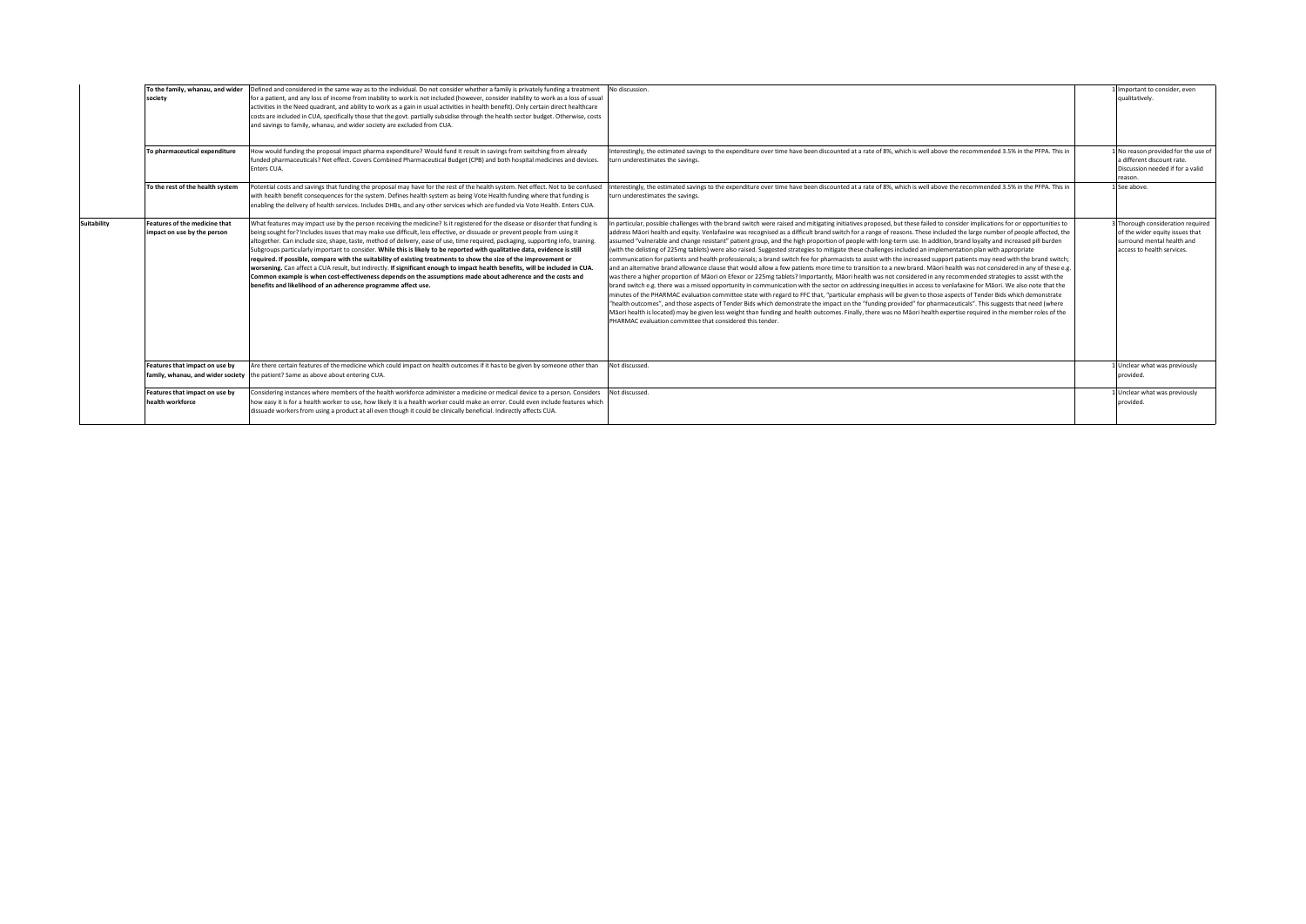| | | | | | |
|---|---|---|---|---|---|
| | To the family, whanau, and wider society | Defined and considered in the same way as to the individual. Do not consider whether a family is privately funding a treatment for a patient, and any loss of income from inability to work is not included (however, consider inability to work as a loss of usual activities in the Need quadrant, and ability to work as a gain in usual activities in health benefit). Only certain direct healthcare costs are included in CUA, specifically those that the govt. partially subsidise through the health sector budget. Otherwise, costs and savings to family, whanau, and wider society are excluded from CUA. | No discussion. | 1 | Important to consider, even qualitatively. |
| | To pharmaceutical expenditure | How would funding the proposal impact pharma expenditure? Would fund it result in savings from switching from already funded pharmaceuticals? Net effect. Covers Combined Pharmaceutical Budget (CPB) and both hospital medicines and devices. Enters CUA. | Interestingly, the estimated savings to the expenditure over time have been discounted at a rate of 8%, which is well above the recommended 3.5% in the PFPA. This in turn underestimates the savings. | 1 | No reason provided for the use of a different discount rate. Discussion needed if for a valid reason. |
| | To the rest of the health system | Potential costs and savings that funding the proposal may have for the rest of the health system. Net effect. Not to be confused with health benefit consequences for the system. Defines health system as being Vote Health funding where that funding is enabling the delivery of health services. Includes DHBs, and any other services which are funded via Vote Health. Enters CUA. | Interestingly, the estimated savings to the expenditure over time have been discounted at a rate of 8%, which is well above the recommended 3.5% in the PFPA. This in turn underestimates the savings. | 1 | See above. |
| **Suitability** | Features of the medicine that impact on use by the person | What features may impact use by the person receiving the medicine? Is it registered for the disease or disorder that funding is being sought for? Includes issues that may make use difficult, less effective, or dissuade or prevent people from using it altogether. Can include size, shape, taste, method of delivery, ease of use, time required, packaging, supporting info, training. Subgroups particularly important to consider. **While this is likely to be reported with qualitative data, evidence is still required. If possible, compare with the suitability of existing treatments to show the size of the improvement or worsening.** Can affect a CUA result, but indirectly. **If significant enough to impact health benefits, will be included in CUA. Common example is when cost-effectiveness depends on the assumptions made about adherence and the costs and benefits and likelihood of an adherence programme affect use.** | In particular, possible challenges with the brand switch were raised and mitigating initiatives proposed, but these failed to consider implications for or opportunities to address Māori health and equity. Venlafaxine was recognised as a difficult brand switch for a range of reasons. These included the large number of people affected, the assumed "vulnerable and change resistant" patient group, and the high proportion of people with long-term use. In addition, brand loyalty and increased pill burden (with the delisting of 225mg tablets) were also raised. Suggested strategies to mitigate these challenges included an implementation plan with appropriate communication for patients and health professionals; a brand switch fee for pharmacists to assist with the increased support patients may need with the brand switch; and an alternative brand allowance clause that would allow a few patients more time to transition to a new brand. Māori health was not considered in any of these e.g. was there a higher proportion of Māori on Efexor or 225mg tablets? Importantly, Māori health was not considered in any recommended strategies to assist with the brand switch e.g. there was a missed opportunity in communication with the sector on addressing inequities in access to venlafaxine for Māori. We also note that the minutes of the PHARMAC evaluation committee state with regard to FFC that, "particular emphasis will be given to those aspects of Tender Bids which demonstrate "health outcomes", and those aspects of Tender Bids which demonstrate the impact on the "funding provided" for pharmaceuticals". This suggests that need (where Māori health is located) may be given less weight than funding and health outcomes. Finally, there was no Māori health expertise required in the member roles of the PHARMAC evaluation committee that considered this tender. | 3 | Thorough consideration required of the wider equity issues that surround mental health and access to health services. |
| | Features that impact on use by family, whanau, and wider society | Are there certain features of the medicine which could impact on health outcomes if it has to be given by someone other than the patient? Same as above about entering CUA. | Not discussed. | 1 | Unclear what was previously provided. |
| | Features that impact on use by health workforce | Considering instances where members of the health workforce administer a medicine or medical device to a person. Considers how easy it is for a health worker to use, how likely it is a health worker could make an error. Could even include features which dissuade workers from using a product at all even though it could be clinically beneficial. Indirectly affects CUA. | Not discussed. | 1 | Unclear what was previously provided. |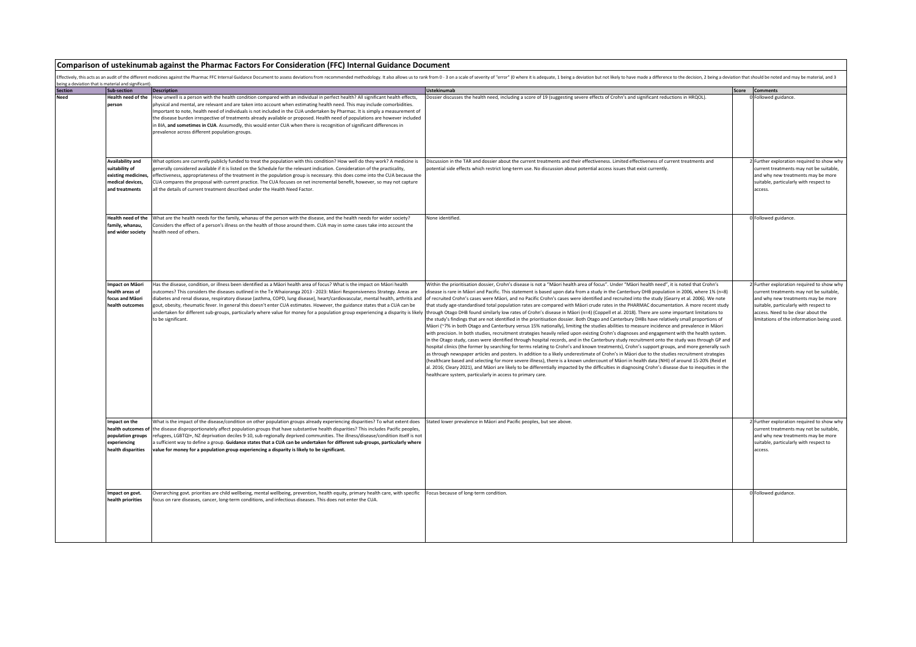## Comparison of ustekinumab against the Pharmac Factors For Consideration (FFC) Internal Guidance Document

Effectively, this acts as an audit of the different medicines against the Pharmac FFC Internal Guidance Document to assess deviations from recommended methodology. It also allows us to rank from 0 - 3 on a scale of severity of "error" (0 where it is adequate, 1 being a deviation but not likely to have made a difference to the decision, 2 being a deviation that should be noted and may be material, and 3 being a deviation that is material and significant).

| Section | Sub-section | Description | Ustekinumab | Score | Comments |
|---|---|---|---|---|---|
| Need | Health need of the person | How unwell is a person with the health condition compared with an individual in perfect health? All significant health effects, physical and mental, are relevant and are taken into account when estimating health need. This may include comorbidities. Important to note, health need of individuals is not included in the CUA undertaken by Pharmac. It is simply a measurement of the disease burden irrespective of treatments already available or proposed. Health need of populations are however included in BIA, **and sometimes in CUA**. Assumedly, this would enter CUA when there is recognition of significant differences in prevalence across different population groups. | Dossier discusses the health need, including a score of 19 (suggesting severe effects of Crohn's and significant reductions in HRQOL). | 0 | Followed guidance. |
| | Availability and suitability of existing medicines, medical devices, and treatments | What options are currently publicly funded to treat the population with this condition? How well do they work? A medicine is generally considered available if it is listed on the Schedule for the relevant indication. Consideration of the practicality, effectiveness, appropriateness of the treatment in the population group is necessary. this does come into the CUA because the CUA compares the proposal with current practice. The CUA focuses on net incremental benefit, however, so may not capture all the details of current treatment described under the Health Need Factor. | Discussion in the TAR and dossier about the current treatments and their effectiveness. Limited effectiveness of current treatments and potential side effects which restrict long-term use. No discussion about potential access issues that exist currently. | 2 | Further exploration required to show why current treatments may not be suitable, and why new treatments may be more suitable, particularly with respect to access. |
| | Health need of the family, whanau, and wider society | What are the health needs for the family, whanau of the person with the disease, and the health needs for wider society? Considers the effect of a person's illness on the health of those around them. CUA may in some cases take into account the health need of others. | None identified. | 0 | Followed guidance. |
| | Impact on Māori health areas of focus and Māori health outcomes | Has the disease, condition, or illness been identified as a Māori health area of focus? What is the impact on Māori health outcomes? This considers the diseases outlined in the Te Whaioranga 2013 - 2023: Māori Responsiveness Strategy. Areas are diabetes and renal disease, respiratory disease (asthma, COPD, lung disease), heart/cardiovascular, mental health, arthritis and gout, obesity, rheumatic fever. In general this doesn't enter CUA estimates. However, the guidance states that a CUA can be undertaken for different sub-groups, particularly where value for money for a population group experiencing a disparity is likely to be significant. | Within the prioritisation dossier, Crohn's disease is not a "Māori health area of focus". Under "Māori health need", it is noted that Crohn's disease is rare in Māori and Pacific. This statement is based upon data from a study in the Canterbury DHB population in 2006, where 1% (n=8) of recruited Crohn's cases were Māori, and no Pacific Crohn's cases were identified and recruited into the study (Gearry et al. 2006). We note that study age-standardised total population rates are compared with Māori crude rates in the PHARMAC documentation. A more recent study through Otago DHB found similarly low rates of Crohn's disease in Māori (n=4) (Coppell et al. 2018). There are some important limitations to the study's findings that are not identified in the prioritisation dossier. Both Otago and Canterbury DHBs have relatively small proportions of Māori (~7% in both Otago and Canterbury versus 15% nationally), limiting the studies abilities to measure incidence and prevalence in Māori with precision. In both studies, recruitment strategies heavily relied upon existing Crohn's diagnoses and engagement with the health system. In the Otago study, cases were identified through hospital records, and in the Canterbury study recruitment onto the study was through GP and hospital clinics (the former by searching for terms relating to Crohn's and known treatments), Crohn's support groups, and more generally such as through newspaper articles and posters. In addition to a likely underestimate of Crohn's in Māori due to the studies recruitment strategies (healthcare based and selecting for more severe illness), there is a known undercount of Māori in health data (NHI) of around 15-20% (Reid et al. 2016; Cleary 2021), and Māori are likely to be differentially impacted by the difficulties in diagnosing Crohn's disease due to inequities in the healthcare system, particularly in access to primary care. | 2 | Further exploration required to show why current treatments may not be suitable, and why new treatments may be more suitable, particularly with respect to access. Need to be clear about the limitations of the information being used. |
| | Impact on the health outcomes of population groups experiencing health disparities | What is the impact of the disease/condition on other population groups already experiencing disparities? To what extent does the disease disproportionately affect population groups that have substantive health disparities? This includes Pacific peoples, refugees, LGBTQI+, NZ deprivation deciles 9-10, sub-regionally deprived communities. The illness/disease/condition itself is not a sufficient way to define a group. **Guidance states that a CUA can be undertaken for different sub-groups, particularly where value for money for a population group experiencing a disparity is likely to be significant.** | Stated lower prevalence in Māori and Pacific peoples, but see above. | 2 | Further exploration required to show why current treatments may not be suitable, and why new treatments may be more suitable, particularly with respect to access. |
| | Impact on govt. health priorities | Overarching govt. priorities are child wellbeing, mental wellbeing, prevention, health equity, primary health care, with specific focus on rare diseases, cancer, long-term conditions, and infectious diseases. This does not enter the CUA. | Focus because of long-term condition. | 0 | Followed guidance. |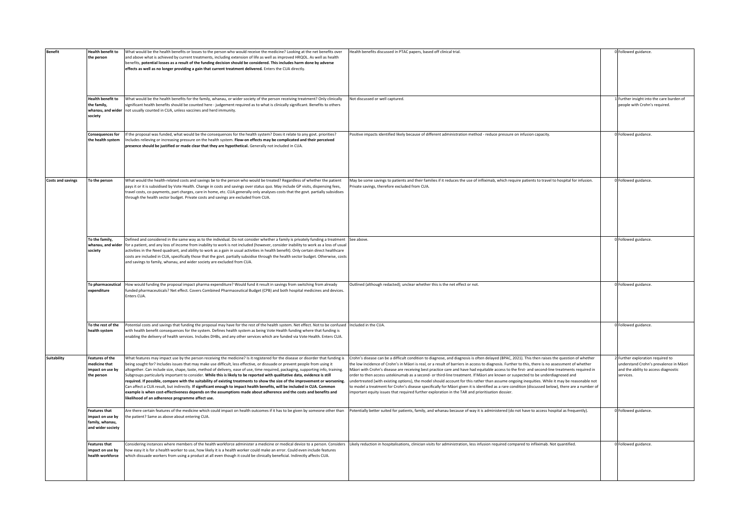| | | | | | |
|---|---|---|---|---|---|
| **Benefit** | **Health benefit to the person** | What would be the health benefits or losses to the person who would receive the medicine? Looking at the net benefits over and above what is achieved by current treatments, including extension of life as well as improved HRQOL. As well as health benefits, **potential losses as a result of the funding decision should be considered. This includes harm done by adverse effects as well as no longer providing a gain that current treatment delivered.** Enters the CUA directly. | Health benefits discussed in PTAC papers, based off clinical trial. | 0 | Followed guidance. |
| | **Health benefit to the family, whanau, and wider society** | What would be the health benefits for the family, whanau, or wider society of the person receiving treatment? Only clinically significant health benefits should be counted here - judgement required as to what is clinically significant. Benefits to others not usually counted in CUA, unless vaccines and herd immunity. | Not discussed or well captured. | 1 | Further insight into the care burden of people with Crohn's required. |
| | **Consequences for the health system** | If the proposal was funded, what would be the consequences for the health system? Does it relate to any govt. priorities? Includes relieving or increasing pressure on the health system. **Flow-on effects may be complicated and their perceived presence should be justified or made clear that they are hypothetical.** Generally not included in CUA. | Positive impacts identified likely because of different administration method - reduce pressure on infusion capacity. | 0 | Followed guidance. |
| **Costs and savings** | **To the person** | What would the health-related costs and savings be to the person who would be treated? Regardless of whether the patient pays it or it is subsidised by Vote Health. Change in costs and savings over status quo. May include GP visits, dispensing fees, travel costs, co-payments, part charges, care in home, etc. CUA generally only analyses costs that the govt. partially subsidises through the health sector budget. Private costs and savings are excluded from CUA. | May be some savings to patients and their families if it reduces the use of infliximab, which require patients to travel to hospital for infusion. Private savings, therefore excluded from CUA. | 0 | Followed guidance. |
| | **To the family, whanau, and wider society** | Defined and considered in the same way as to the individual. Do not consider whether a family is privately funding a treatment for a patient, and any loss of income from inability to work is not included (however, consider inability to work as a loss of usual activities in the Need quadrant, and ability to work as a gain in usual activities in health benefit). Only certain direct healthcare costs are included in CUA, specifically those that the govt. partially subsidise through the health sector budget. Otherwise, costs and savings to family, whanau, and wider society are excluded from CUA. | See above. | 0 | Followed guidance. |
| | **To pharmaceutical expenditure** | How would funding the proposal impact pharma expenditure? Would fund it result in savings from switching from already funded pharmaceuticals? Net effect. Covers Combined Pharmaceutical Budget (CPB) and both hospital medicines and devices. Enters CUA. | Outlined (although redacted); unclear whether this is the net effect or not. | 0 | Followed guidance. |
| | **To the rest of the health system** | Potential costs and savings that funding the proposal may have for the rest of the health system. Net effect. Not to be confused with health benefit consequences for the system. Defines health system as being Vote Health funding where that funding is enabling the delivery of health services. Includes DHBs, and any other services which are funded via Vote Health. Enters CUA. | Included in the CUA. | 0 | Followed guidance. |
| **Suitability** | **Features of the medicine that impact on use by the person** | What features may impact use by the person receiving the medicine? Is it registered for the disease or disorder that funding is being sought for? Includes issues that may make use difficult, less effective, or dissuade or prevent people from using it altogether. Can include size, shape, taste, method of delivery, ease of use, time required, packaging, supporting info, training. Subgroups particularly important to consider. **While this is likely to be reported with qualitative data, evidence is still required. If possible, compare with the suitability of existing treatments to show the size of the improvement or worsening.** Can affect a CUA result, but indirectly. **If significant enough to impact health benefits, will be included in CUA. Common example is when cost-effectiveness depends on the assumptions made about adherence and the costs and benefits and likelihood of an adherence programme affect use.** | Crohn's disease can be a difficult condition to diagnose, and diagnosis is often delayed (BPAC, 2021). This then raises the question of whether the low incidence of Crohn's in Māori is real, or a result of barriers in access to diagnosis. Further to this, there is no assessment of whether Māori with Crohn's disease are receiving best practice care and have had equitable access to the first- and second-line treatments required in order to then access ustekinumab as a second- or third-line treatment. If Māori are known or suspected to be underdiagnosed and undertreated (with existing options), the model should account for this rather than assume ongoing inequities. While it may be reasonable not to model a treatment for Crohn's disease specifically for Māori given it is identified as a rare condition (discussed below), there are a number of important equity issues that required further exploration in the TAR and prioritisation dossier. | 2 | Further exploration required to understand Crohn's prevalence in Māori and the ability to access diagnostic services. |
| | **Features that impact on use by family, whanau, and wider society** | Are there certain features of the medicine which could impact on health outcomes if it has to be given by someone other than the patient? Same as above about entering CUA. | Potentially better suited for patients, family, and whanau because of way it is administered (do not have to access hospital as frequently). | 0 | Followed guidance. |
| | **Features that impact on use by health workforce** | Considering instances where members of the health workforce administer a medicine or medical device to a person. Considers how easy it is for a health worker to use, how likely it is a health worker could make an error. Could even include features which dissuade workers from using a product at all even though it could be clinically beneficial. Indirectly affects CUA. | Likely reduction in hospitalisations, clinician visits for administration, less infusion required compared to infliximab. Not quantified. | 0 | Followed guidance. |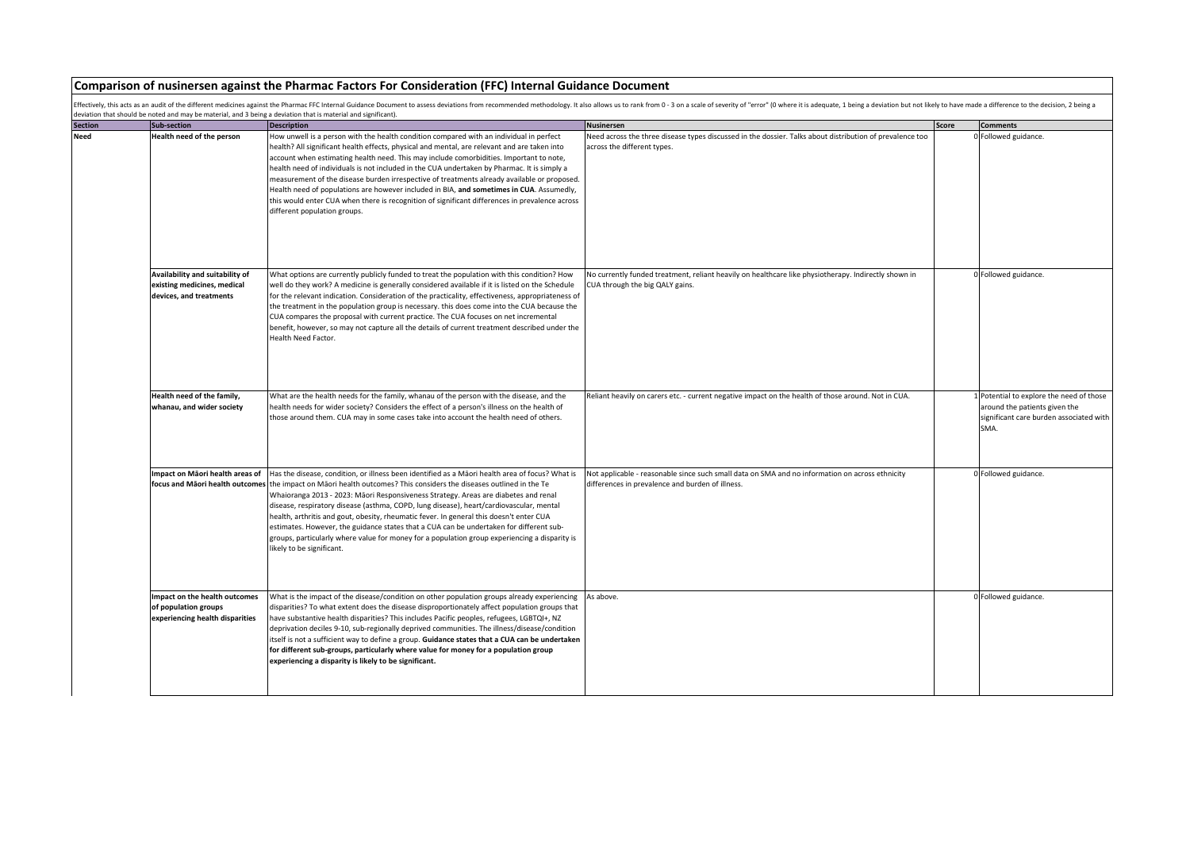## Comparison of nusinersen against the Pharmac Factors For Consideration (FFC) Internal Guidance Document

Effectively, this acts as an audit of the different medicines against the Pharmac FFC Internal Guidance Document to assess deviations from recommended methodology. It also allows us to rank from 0 - 3 on a scale of severity of "error" (0 where it is adequate, 1 being a deviation but not likely to have made a difference to the decision, 2 being a deviation that should be noted and may be material, and 3 being a deviation that is material and significant).

| Section | Sub-section | Description | Nusinersen | Score | Comments |
|---|---|---|---|---|---|
| Need | Health need of the person | How unwell is a person with the health condition compared with an individual in perfect health? All significant health effects, physical and mental, are relevant and are taken into account when estimating health need. This may include comorbidities. Important to note, health need of individuals is not included in the CUA undertaken by Pharmac. It is simply a measurement of the disease burden irrespective of treatments already available or proposed. Health need of populations are however included in BIA, **and sometimes in CUA**. Assumedly, this would enter CUA when there is recognition of significant differences in prevalence across different population groups. | Need across the three disease types discussed in the dossier. Talks about distribution of prevalence too across the different types. | 0 | Followed guidance. |
| | Availability and suitability of existing medicines, medical devices, and treatments | What options are currently publicly funded to treat the population with this condition? How well do they work? A medicine is generally considered available if it is listed on the Schedule for the relevant indication. Consideration of the practicality, effectiveness, appropriateness of the treatment in the population group is necessary. this does come into the CUA because the CUA compares the proposal with current practice. The CUA focuses on net incremental benefit, however, so may not capture all the details of current treatment described under the Health Need Factor. | No currently funded treatment, reliant heavily on healthcare like physiotherapy. Indirectly shown in CUA through the big QALY gains. | 0 | Followed guidance. |
| | Health need of the family, whanau, and wider society | What are the health needs for the family, whanau of the person with the disease, and the health needs for wider society? Considers the effect of a person's illness on the health of those around them. CUA may in some cases take into account the health need of others. | Reliant heavily on carers etc. - current negative impact on the health of those around. Not in CUA. | 1 | Potential to explore the need of those around the patients given the significant care burden associated with SMA. |
| | Impact on Māori health areas of focus and Māori health outcomes | Has the disease, condition, or illness been identified as a Māori health area of focus? What is the impact on Māori health outcomes? This considers the diseases outlined in the Te Whaioranga 2013 - 2023: Māori Responsiveness Strategy. Areas are diabetes and renal disease, respiratory disease (asthma, COPD, lung disease), heart/cardiovascular, mental health, arthritis and gout, obesity, rheumatic fever. In general this doesn't enter CUA estimates. However, the guidance states that a CUA can be undertaken for different sub-groups, particularly where value for money for a population group experiencing a disparity is likely to be significant. | Not applicable - reasonable since such small data on SMA and no information on across ethnicity differences in prevalence and burden of illness. | 0 | Followed guidance. |
| | Impact on the health outcomes of population groups experiencing health disparities | What is the impact of the disease/condition on other population groups already experiencing disparities? To what extent does the disease disproportionately affect population groups that have substantive health disparities? This includes Pacific peoples, refugees, LGBTQI+, NZ deprivation deciles 9-10, sub-regionally deprived communities. The illness/disease/condition itself is not a sufficient way to define a group. **Guidance states that a CUA can be undertaken for different sub-groups, particularly where value for money for a population group experiencing a disparity is likely to be significant.** | As above. | 0 | Followed guidance. |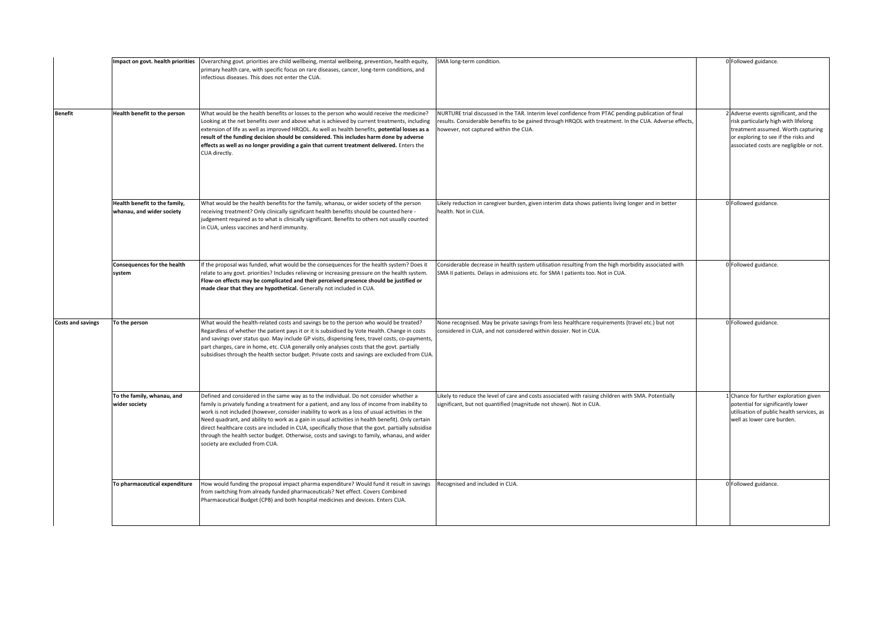| | | | | | |
|---|---|---|---|---|---|
| | **Impact on govt. health priorities** | Overarching govt. priorities are child wellbeing, mental wellbeing, prevention, health equity, primary health care, with specific focus on rare diseases, cancer, long-term conditions, and infectious diseases. This does not enter the CUA. | SMA long-term condition. | 0 | Followed guidance. |
| **Benefit** | **Health benefit to the person** | What would be the health benefits or losses to the person who would receive the medicine? Looking at the net benefits over and above what is achieved by current treatments, including extension of life as well as improved HRQOL. As well as health benefits, **potential losses as a result of the funding decision should be considered. This includes harm done by adverse effects as well as no longer providing a gain that current treatment delivered.** Enters the CUA directly. | NURTURE trial discussed in the TAR. Interim level confidence from PTAC pending publication of final results. Considerable benefits to be gained through HRQOL with treatment. In the CUA. Adverse effects, however, not captured within the CUA. | 2 | Adverse events significant, and the risk particularly high with lifelong treatment assumed. Worth capturing or exploring to see if the risks and associated costs are negligible or not. |
| | **Health benefit to the family, whanau, and wider society** | What would be the health benefits for the family, whanau, or wider society of the person receiving treatment? Only clinically significant health benefits should be counted here - judgement required as to what is clinically significant. Benefits to others not usually counted in CUA, unless vaccines and herd immunity. | Likely reduction in caregiver burden, given interim data shows patients living longer and in better health. Not in CUA. | 0 | Followed guidance. |
| | **Consequences for the health system** | If the proposal was funded, what would be the consequences for the health system? Does it relate to any govt. priorities? Includes relieving or increasing pressure on the health system. **Flow-on effects may be complicated and their perceived presence should be justified or made clear that they are hypothetical.** Generally not included in CUA. | Considerable decrease in health system utilisation resulting from the high morbidity associated with SMA II patients. Delays in admissions etc. for SMA I patients too. Not in CUA. | 0 | Followed guidance. |
| **Costs and savings** | **To the person** | What would the health-related costs and savings be to the person who would be treated? Regardless of whether the patient pays it or it is subsidised by Vote Health. Change in costs and savings over status quo. May include GP visits, dispensing fees, travel costs, co-payments, part charges, care in home, etc. CUA generally only analyses costs that the govt. partially subsidises through the health sector budget. Private costs and savings are excluded from CUA. | None recognised. May be private savings from less healthcare requirements (travel etc.) but not considered in CUA, and not considered within dossier. Not in CUA. | 0 | Followed guidance. |
| | **To the family, whanau, and wider society** | Defined and considered in the same way as to the individual. Do not consider whether a family is privately funding a treatment for a patient, and any loss of income from inability to work is not included (however, consider inability to work as a loss of usual activities in the Need quadrant, and ability to work as a gain in usual activities in health benefit). Only certain direct healthcare costs are included in CUA, specifically those that the govt. partially subsidise through the health sector budget. Otherwise, costs and savings to family, whanau, and wider society are excluded from CUA. | Likely to reduce the level of care and costs associated with raising children with SMA. Potentially significant, but not quantified (magnitude not shown). Not in CUA. | 1 | Chance for further exploration given potential for significantly lower utilisation of public health services, as well as lower care burden. |
| | **To pharmaceutical expenditure** | How would funding the proposal impact pharma expenditure? Would fund it result in savings from switching from already funded pharmaceuticals? Net effect. Covers Combined Pharmaceutical Budget (CPB) and both hospital medicines and devices. Enters CUA. | Recognised and included in CUA. | 0 | Followed guidance. |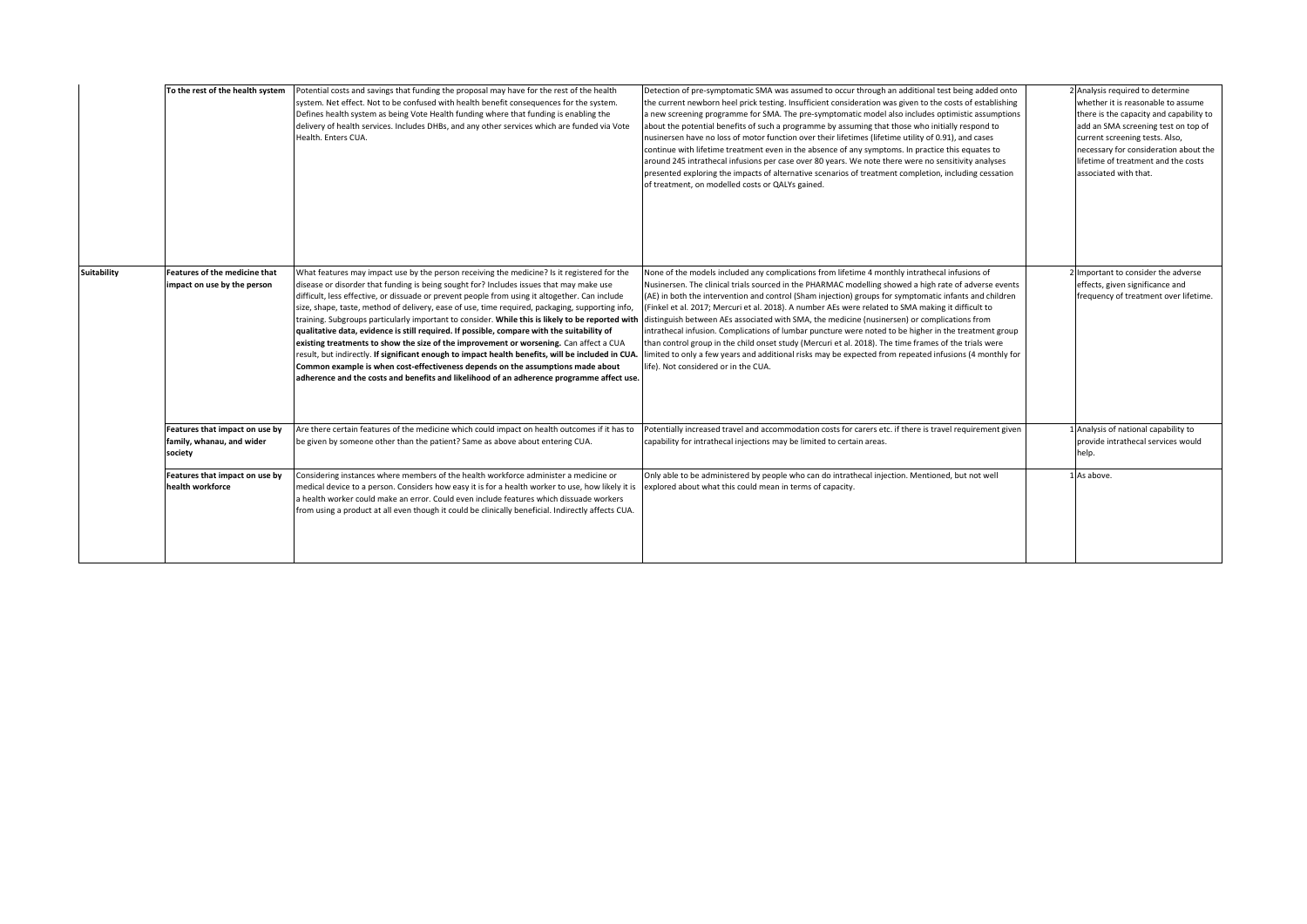|  |  |  |  |  |  |
|---|---|---|---|---|---|
|  | **To the rest of the health system** | Potential costs and savings that funding the proposal may have for the rest of the health system. Net effect. Not to be confused with health benefit consequences for the system. Defines health system as being Vote Health funding where that funding is enabling the delivery of health services. Includes DHBs, and any other services which are funded via Vote Health. Enters CUA. | Detection of pre-symptomatic SMA was assumed to occur through an additional test being added onto the current newborn heel prick testing. Insufficient consideration was given to the costs of establishing a new screening programme for SMA. The pre-symptomatic model also includes optimistic assumptions about the potential benefits of such a programme by assuming that those who initially respond to nusinersen have no loss of motor function over their lifetimes (lifetime utility of 0.91), and cases continue with lifetime treatment even in the absence of any symptoms. In practice this equates to around 245 intrathecal infusions per case over 80 years. We note there were no sensitivity analyses presented exploring the impacts of alternative scenarios of treatment completion, including cessation of treatment, on modelled costs or QALYs gained. | 2 | Analysis required to determine whether it is reasonable to assume there is the capacity and capability to add an SMA screening test on top of current screening tests. Also, necessary for consideration about the lifetime of treatment and the costs associated with that. |
| **Suitability** | **Features of the medicine that impact on use by the person** | What features may impact use by the person receiving the medicine? Is it registered for the disease or disorder that funding is being sought for? Includes issues that may make use difficult, less effective, or dissuade or prevent people from using it altogether. Can include size, shape, taste, method of delivery, ease of use, time required, packaging, supporting info, training. Subgroups particularly important to consider. **While this is likely to be reported with qualitative data, evidence is still required. If possible, compare with the suitability of existing treatments to show the size of the improvement or worsening.** Can affect a CUA result, but indirectly. **If significant enough to impact health benefits, will be included in CUA. Common example is when cost-effectiveness depends on the assumptions made about adherence and the costs and benefits and likelihood of an adherence programme affect use.** | None of the models included any complications from lifetime 4 monthly intrathecal infusions of Nusinersen. The clinical trials sourced in the PHARMAC modelling showed a high rate of adverse events (AE) in both the intervention and control (Sham injection) groups for symptomatic infants and children (Finkel et al. 2017; Mercuri et al. 2018). A number AEs were related to SMA making it difficult to distinguish between AEs associated with SMA, the medicine (nusinersen) or complications from intrathecal infusion. Complications of lumbar puncture were noted to be higher in the treatment group than control group in the child onset study (Mercuri et al. 2018). The time frames of the trials were limited to only a few years and additional risks may be expected from repeated infusions (4 monthly for life). Not considered or in the CUA. | 2 | Important to consider the adverse effects, given significance and frequency of treatment over lifetime. |
|  | **Features that impact on use by family, whanau, and wider society** | Are there certain features of the medicine which could impact on health outcomes if it has to be given by someone other than the patient? Same as above about entering CUA. | Potentially increased travel and accommodation costs for carers etc. if there is travel requirement given capability for intrathecal injections may be limited to certain areas. | 1 | Analysis of national capability to provide intrathecal services would help. |
|  | **Features that impact on use by health workforce** | Considering instances where members of the health workforce administer a medicine or medical device to a person. Considers how easy it is for a health worker to use, how likely it is a health worker could make an error. Could even include features which dissuade workers from using a product at all even though it could be clinically beneficial. Indirectly affects CUA. | Only able to be administered by people who can do intrathecal injection. Mentioned, but not well explored about what this could mean in terms of capacity. | 1 | As above. |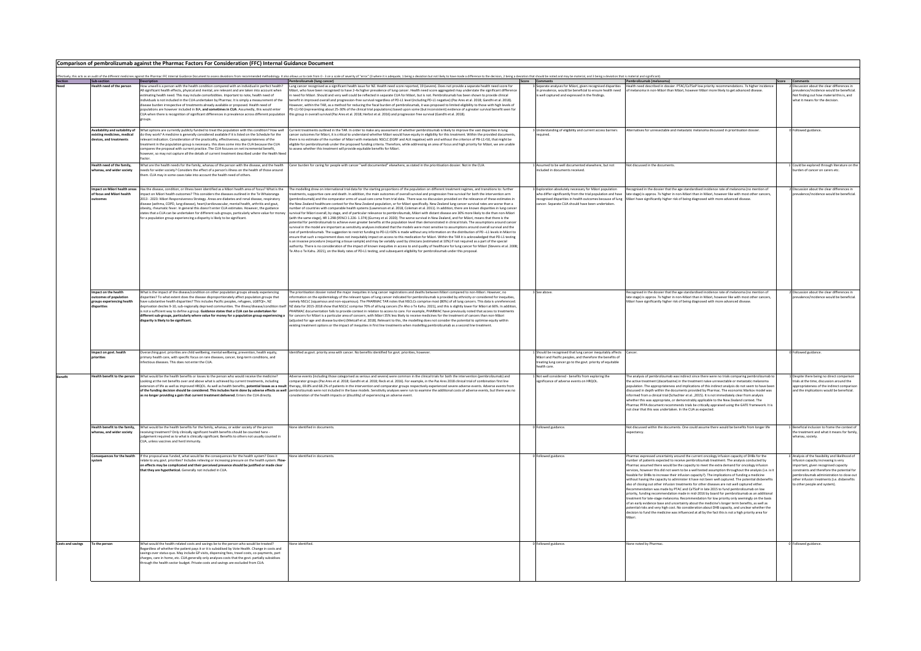# Comparison of pembrolizumab against the Pharmac Factors For Consideration (FFC) Internal Guidance Document

Effectively, this acts as an audit of the different medicines against the Pharmac FFC Internal Guidance Document to assess deviations from recommended methodology. It also allows us to rank from 0 - 3 on a scale of severity of "error" (0 where it is adequate, 1 being a deviation but not likely to have made a difference to the decision, 2 being a deviation that should be noted and may be material, and 3 being a deviation that is material and significant).

| Section | Sub-section | Description | Pembrolizumab (lung cancer) | Score | Comments | Pembrolizumab (melanoma) | Score | Comments |
|---|---|---|---|---|---|---|---|---|
| Need | Health need of the person | How unwell is a person with the health condition compared with an individual in perfect health? All significant health effects, physical and mental, are relevant and are taken into account when estimating health need. This may include comorbidities. Important to note, health need of individuals is not included in the CUA undertaken by Pharmac. It is simply a measurement of the disease burden irrespective of treatments already available or proposed. Health need of populations are however included in BIA, **and sometimes in CUA**. Assumedly, this would enter CUA when there is recognition of significant differences in prevalence across different population groups. | Lung cancer recognised as a significant health issue for NZ. Health need score reported, 19 (severe). Does not provide a separate health need score for Māori, who have been recognised to have 2-4x higher prevalence of lung cancer. Health need score aggregated may understate the significant difference in need for Māori. Should and very well could be reflected in separate CUA for Māori, but is not. Pembrolizumab has been shown to provide clinical benefit in improved overall and progression-free survival regardless of PD-L1 level (including PD-L1 negative) (Paz Ares et al. 2018; Gandhi et al. 2018). However, within the TAR, as a method for reducing the fiscal burden of pembrolizumab, it was proposed to limited eligibility to those with high levels of PD-L1>50 (representing about 25-30% of the clinical trial populations) based upon some (but inconsistent) evidence of a greater survival benefit seen for this group in overall survival (Paz Ares et al. 2018; Herbst et al. 2016) and progression free survival (Gandhi et al. 2018). | 3 | Separate analyses for Māori, given recognised disparities in prevalence, would be beneficial to ensure health need is well captured and expressed in the findings. | Health need described in dossier. PTAC/CaTSoP low priority recommendations. 7x higher incidence of melanoma in non-Māori than Māori, however Māori more likely to get advanced disease. | 2 | Discussion about the clear differences in prevalence/incidence would be beneficial. Not finding out how material this is, and what it means for the decision. |
| | Availability and suitability of existing medicines, medical devices, and treatments | What options are currently publicly funded to treat the population with this condition? How well do they work? A medicine is generally considered available if it is listed on the Schedule for the relevant indication. Consideration of the practicality, effectiveness, appropriateness of the treatment in the population group is necessary. this does come into the CUA because the CUA compares the proposal with current practice. The CUA focuses on net incremental benefit, however, so may not capture all the details of current treatment described under the Health Need Factor. | Current treatments outlined in the TAR. In order to make any assessment of whether pembrolizumab is likely to improve the vast disparities in lung cancer outcomes for Māori, it is critical to understand whether Māori would have equity in eligibility for this treatment. Within the provided documents, there is no estimate of the number of Māori with metastatic NSCLC (EGRF and ALK negative) with and without the criterion of PD-L1>50, that might be eligible for pembrolizumab under the proposed funding criteria. Therefore, while addressing an area of focus and high priority for Māori, we are unable to assess whether this treatment will provide equitable benefits for Māori. | 3 | Understanding of eligibility and current access barriers required. | Alternatives for unresectable and metastatic melanoma discussed in prioritisation dossier. | 0 | Followed guidance. |
| | Health need of the family, whanau, and wider society | What are the health needs for the family, whanau of the person with the disease, and the health needs for wider society? Considers the effect of a person's illness on the health of those around them. CUA may in some cases take into account the health need of others. | Carer burden for caring for people with cancer "well documented" elsewhere, as stated in the prioritisation dossier. Not in the CUA. | 1 | Assumed to be well documented elsewhere, but not included in documents received. | Not discussed in the documents. | 1 | Could be explored through literature on the burden of cancer on carers etc. |
| | Impact on Māori health areas of focus and Māori health outcomes | Has the disease, condition, or illness been identified as a Māori health area of focus? What is the impact on Māori health outcomes? This considers the diseases outlined in the Te Whaioranga 2013 - 2023: Māori Responsiveness Strategy. Areas are diabetes and renal disease, respiratory disease (asthma, COPD, lung disease), heart/cardiovascular, mental health, arthritis and gout, obesity, rheumatic fever. In general this doesn't enter CUA estimates. However, the guidance states that a CUA can be undertaken for different sub-groups, particularly where value for money for a population group experiencing a disparity is likely to be significant. | The modelling drew on international trial data for the starting proportions of the population on different treatment regimes, and transitions to: further treatments, supportive care and death. In addition, the main outcomes of overall survival and progression free survival for both the intervention arm (pembrolizumab) and the comparator arms of usual care come from trial data. There was no discussion provided on the relevance of these estimates in the New Zealand healthcare context for the New Zealand population, or for Māori specifically. New Zealand lung cancer survival rates are worse than a number of countries with comparable health systems (Lawrenson et al. 2018, Coleman et al. 2011). In addition, there are known disparities in lung cancer survival for Māori overall, by stage, and of particular relevance to pembrolizumab, Māori with distant disease are 30% more likely to die than non-Māori (with the same stage), HR 1.298 (95%CI 1.226- 1.374) (Gurney et al. 2020). The worse survival in New Zealand, and for Māori, means that there is the potential for pembrolizumab to achieve even greater benefits at the population level than demonstrated in clinical trials. The assumptions around cancer survival in the model are important as sensitivity analyses indicated that the models were most sensitive to assumptions around overall survival and the cost of pembrolizumab. The suggestion to restrict funding to PD-L1>50% is made without any information on the distribution of PD –L1 levels in Māori to ensure that such a requirement does not inequitably impact on access to this medication for Māori. Within the TAR it is acknowledged that PD-L1 testing is an invasive procedure (requiring a tissue sample) and may be variably used by clinicians (estimated at 10%) if not required as a part of the special authority. There is no consideration of the impact of known inequities in access to and quality of healthcare for lung cancer for Māori (Stevens et al. 2008; Te Aho o Te Kahu. 2021), on the likely rates of PD-L1 testing, and subsequent eligibility for pembrolizumab under this proposal. | 3 | Exploration absolutely necessary for Māori population who differ significantly from the trial population and have recognised disparities in health outcomes because of lung cancer. Separate CUA should have been undertaken. | Recognised in the dossier that the age standardised incidence rate of melanoma (no mention of late stage) is approx. 7x higher in non-Māori than in Māori, however like with most other cancers, Māori have significantly higher risk of being diagnosed with more advanced disease. | 2 | Discussion about the clear differences in prevalence/incidence would be beneficial. |
| | Impact on the health outcomes of population groups experiencing health disparities | What is the impact of the disease/condition on other population groups already experiencing disparities? To what extent does the disease disproportionately affect population groups that have substantive health disparities? This includes Pacific peoples, refugees, LGBTQI+, NZ deprivation deciles 9-10, sub-regionally deprived communities. The illness/disease/condition itself is not a sufficient way to define a group. **Guidance states that a CUA can be undertaken for different sub-groups, particularly where value for money for a population group experiencing a disparity is likely to be significant.** | The prioritisation dossier noted the major inequities in lung cancer registrations and deaths between Māori compared to non-Māori. However, no information on the epidemiology of the relevant types of lung cancer indicated for pembrolizumab is provided by ethnicity or considered for inequities, namely NSCLC (squamous and non-squamous). The PHARMAC TAR notes that NSCLCs comprise most (80%) of all lung cancers. This data is unreferenced. NZ data for 2015-2018 show that NSCLC comprise 70% of all lung cancers (Te Aho o Te Kahu. 2021), and this is slightly lower for Māori at 66%. In addition, PHARMAC documentation fails to provide context in relation to access to care. For example, PHARMAC have previously noted that access to treatments for cancers for Māori is a particular area of concern, with Māori 35% less likely to receive medicines for the treatment of cancers than non-Māori (adjusted for age and disease burden) (Metcalf et al. 2018). Relevant to this, the modelling does not consider the potential to optimise equity within existing treatment options or the impact of inequities in first line treatments when modelling pembrolizumab as a second line treatment. | 3 | See above. | Recognised in the dossier that the age standardised incidence rate of melanoma (no mention of late stage) is approx. 7x higher in non-Māori than in Māori, however like with most other cancers, Māori have significantly higher risk of being diagnosed with more advanced disease. | 2 | Discussion about the clear differences in prevalence/incidence would be beneficial. |
| | Impact on govt. health priorities | Overarching govt. priorities are child wellbeing, mental wellbeing, prevention, health equity, primary health care, with specific focus on rare diseases, cancer, long-term conditions, and infectious diseases. This does not enter the CUA. | Identified as govt. priority area with cancer. No benefits identified for govt. priorities, however. | 1 | Should be recognised that lung cancer inequitably affects Māori and Pacific peoples, and therefore the benefits of treating lung cancer go to the govt. priority of equitable health care. | Cancer. | 0 | Followed guidance. |
| Benefit | Health benefit to the person | What would be the health benefits or losses to the person who would receive the medicine? Looking at the net benefits over and above what is achieved by current treatments, including extension of life as well as improved HRQOL. As well as health benefits, **potential losses as a result of the funding decision should be considered. This includes harm done by adverse effects as well as no longer providing a gain that current treatment delivered.** Enters the CUA directly. | Adverse events (including those categorised as serious and severe) were common in the clinical trials for both the intervention (pembrolizumab) and comparator groups (Paz Ares et al. 2018; Gandhi et al. 2018; Reck et al. 2016). For example, in the Paz Ares 2018 clinical trial of combination first line therapy, 69.8% and 68.2% of patients in the intervention and comparator groups respectively experienced severe adverse events. Adverse events from pembrolizumab were not included in the base models. Sensitivity analyses were run to examine the additional costs of adverse events, but there was no consideration of the health impacts or (disutility) of experiencing an adverse event. | 1 | Not well considered - benefits from exploring the significance of adverse events on HRQOL. | The analysis of pembrolizumab was indirect since there were no trials comparing pembrolizumab to the active treatment (dacarbazine) in the treatment naïve unresectable or metastatic melanoma population. The appropriateness and implications of this indirect analysis do not seem to have been discussed in depth within the documents provided by Pharmac. The economic Markov model was informed from a clinical trial (Schachter et al. 2015). It is not immediately clear from analysis whether this was appropriate, or demonstrably applicable to the New Zealand context. The Pharmac PFPA document recommends trials be critically appraised using the GATE framework. It is not clear that this was undertaken. In the CUA as expected. | 1 | Despite there being no direct comparison trials at the time, discussion around the appropriateness of the indirect comparison and the implications would be beneficial. |
| | Health benefit to the family, whanau, and wider society | What would be the health benefits for the family, whanau, or wider society of the person receiving treatment? Only clinically significant health benefits should be counted here - judgement required as to what is clinically significant. Benefits to others not usually counted in CUA, unless vaccines and herd immunity. | None identified in documents. | 0 | Followed guidance. | Not discussed within the documents. One could assume there would be benefits from longer life expectancy. | 1 | Beneficial inclusion to frame the context of the treatment and what it means for family, whanau, society. |
| | Consequences for the health system | If the proposal was funded, what would be the consequences for the health system? Does it relate to any govt. priorities? Includes relieving or increasing pressure on the health system. **Flow-on effects may be complicated and their perceived presence should be justified or made clear that they are hypothetical.** Generally not included in CUA. | None identified in documents. | 0 | Followed guidance. | Pharmac expressed uncertainty around the current oncology infusion capacity of DHBs for the number of patients expected to receive pembrolizumab treatment. The analysis conducted by Pharmac assumed there would be the capacity to meet the extra demand for oncology infusion services, however this did not seem to be a well tested assumption throughout the analysis (i.e. is it feasible for DHBs to increase their infusion capacity?). The implications of funding a medicine without having the capacity to administer it have not been well captured. The potential disbenefits also of closing out other infusion treatments for other diseases are not well captured either. Recommendation was made by PTAC and CaTSoP in late 2015 to fund pembrolizumab on low priority, funding recommendation made in mid-2016 by board for pembrolizumab as an additional treatment for late-stage melanoma. Recommendation for low priority only seemingly on the basis of an early evidence base and uncertainty about the medicine's longer term benefits, as well as potential risks and very high cost. No consideration about DHB capacity, and unclear whether the decision to fund the medicine was influenced at all by the fact this is not a high priority area for Māori. | 3 | Analysis of the feasibility and likelihood of infusion capacity increasing is very important, given recognised capacity constraints and therefore the potential for pembrolizumab administration to close out other infusion treatments (i.e. disbenefits to other people and system). |
| Costs and savings | To the person | What would the health-related costs and savings be to the person who would be treated? Regardless of whether the patient pays it or it is subsidised by Vote Health. Change in costs and savings over status quo. May include GP visits, dispensing fees, travel costs, co-payments, part charges, care in home, etc. CUA generally only analyses costs that the govt. partially subsidises through the health sector budget. Private costs and savings are excluded from CUA. | None identified. | 0 | Followed guidance. | None noted by Pharmac. | 0 | Followed guidance. |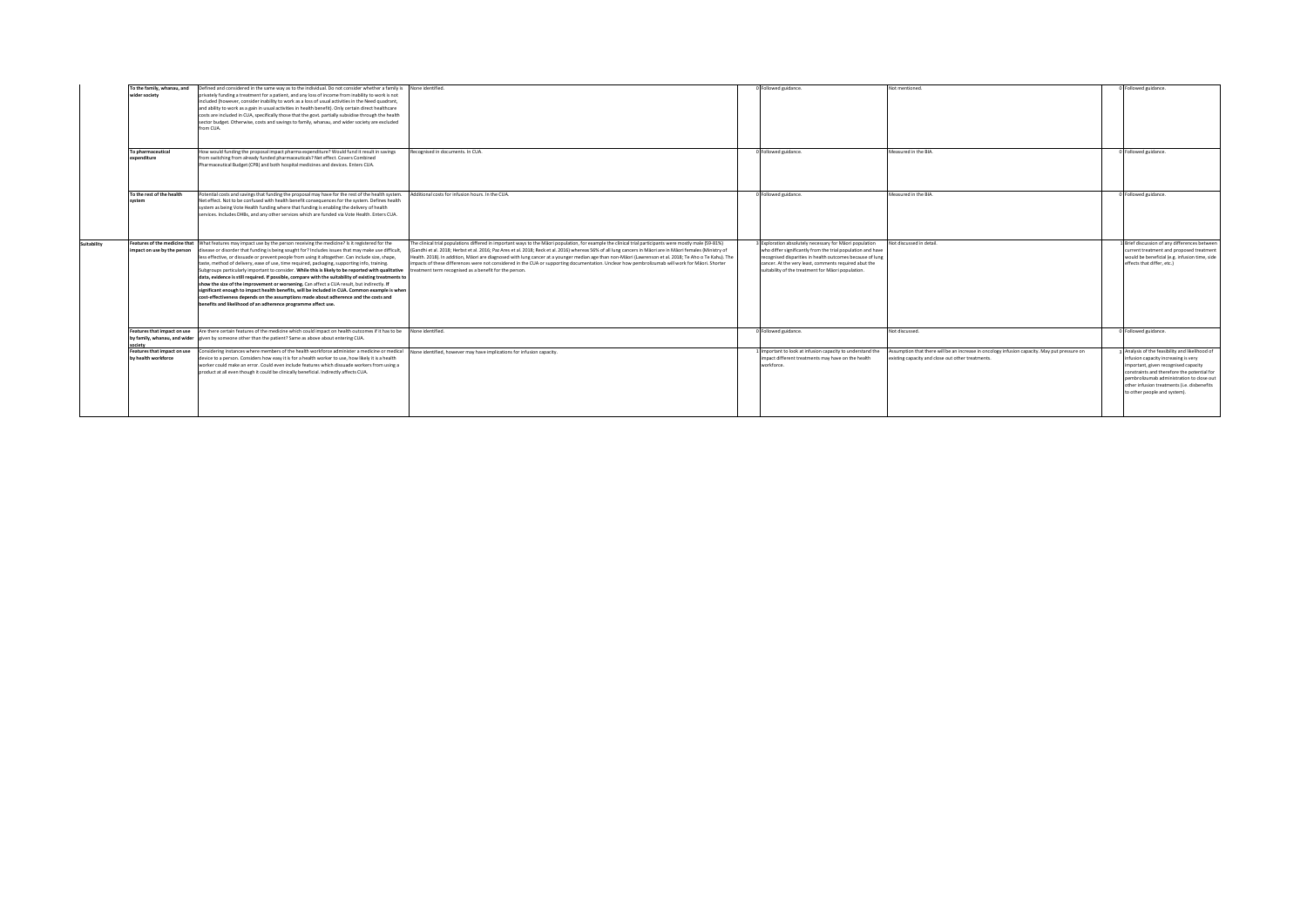|  |  |  |  |  |  |  |  |  |
|---|---|---|---|---|---|---|---|---|
|  | **To the family, whanau, and wider society** | Defined and considered in the same way as to the individual. Do not consider whether a family is privately funding a treatment for a patient, and any loss of income from inability to work is not included (however, consider inability to work as a loss of usual activities in the Need quadrant, and ability to work as a gain in usual activities in health benefit). Only certain direct healthcare costs are included in CUA, specifically those that the govt. partially subsidise through the health sector budget. Otherwise, costs and savings to family, whanau, and wider society are excluded from CUA. | None identified. | 0 | Followed guidance. | Not mentioned. | 0 | Followed guidance. |
|  | **To pharmaceutical expenditure** | How would funding the proposal impact pharma expenditure? Would fund it result in savings from switching from already funded pharmaceuticals? Net effect. Covers Combined Pharmaceutical Budget (CPB) and both hospital medicines and devices. Enters CUA. | Recognised in documents. In CUA. | 0 | Followed guidance. | Measured in the BIA. | 0 | Followed guidance. |
|  | **To the rest of the health system** | Potential costs and savings that funding the proposal may have for the rest of the health system. Net effect. Not to be confused with health benefit consequences for the system. Defines health system as being Vote Health funding where that funding is enabling the delivery of health services. Includes DHBs, and any other services which are funded via Vote Health. Enters CUA. | Additional costs for infusion hours. In the CUA. | 0 | Followed guidance. | Measured in the BIA. | 0 | Followed guidance. |
| **Suitability** | **Features of the medicine that impact on use by the person** | What features may impact use by the person receiving the medicine? Is it registered for the disease or disorder that funding is being sought for? Includes issues that may make use difficult, less effective, or dissuade or prevent people from using it altogether. Can include size, shape, taste, method of delivery, ease of use, time required, packaging, supporting info, training. Subgroups particularly important to consider. **While this is likely to be reported with qualitative data, evidence is still required. If possible, compare with the suitability of existing treatments to show the size of the improvement or worsening.** Can affect a CUA result, but indirectly. **If significant enough to impact health benefits, will be included in CUA. Common example is when cost-effectiveness depends on the assumptions made about adherence and the costs and benefits and likelihood of an adherence programme affect use.** | The clinical trial populations differed in important ways to the Māori population, for example the clinical trial participants were mostly male (59-81%) (Gandhi et al. 2018; Herbst et al. 2016; Paz Ares et al. 2018; Reck et al. 2016) whereas 56% of all lung cancers in Māori are in Māori females (Ministry of Health. 2018). In addition, Māori are diagnosed with lung cancer at a younger median age than non-Māori (Lawrenson et al. 2018; Te Aho o Te Kahu). The impacts of these differences were not considered in the CUA or supporting documentation. Unclear how pembrolizumab will work for Māori. Shorter treatment term recognised as a benefit for the person. | 3 | Exploration absolutely necessary for Māori population who differ significantly from the trial population and have recognised disparities in health outcomes because of lung cancer. At the very least, comments required abut the suitability of the treatment for Māori population. | Not discussed in detail. | 1 | Brief discussion of any differences between current treatment and proposed treatment would be beneficial (e.g. infusion time, side effects that differ, etc.) |
|  | **Features that impact on use by family, whanau and wider society** | Are there certain features of the medicine which could impact on health outcomes if it has to be given by someone other than the patient? Same as above about entering CUA. | None identified. | 0 | Followed guidance. | Not discussed. | 0 | Followed guidance. |
|  | **Features that impact on use by health workforce** | Considering instances where members of the health workforce administer a medicine or medical device to a person. Considers how easy it is for a health worker to use, how likely it is a health worker could make an error. Could even include features which dissuade workers from using a product at all even though it could be clinically beneficial. Indirectly affects CUA. | None identified, however may have implications for infusion capacity. | 1 | Important to look at infusion capacity to understand the impact different treatments may have on the health workforce. | Assumption that there will be an increase in oncology infusion capacity. May put pressure on existing capacity and close out other treatments. | 3 | Analysis of the feasibility and likelihood of infusion capacity increasing is very important, given recognised capacity constraints and therefore the potential for pembrolizumab administration to close out other infusion treatments (i.e. disbenefits to other people and system). |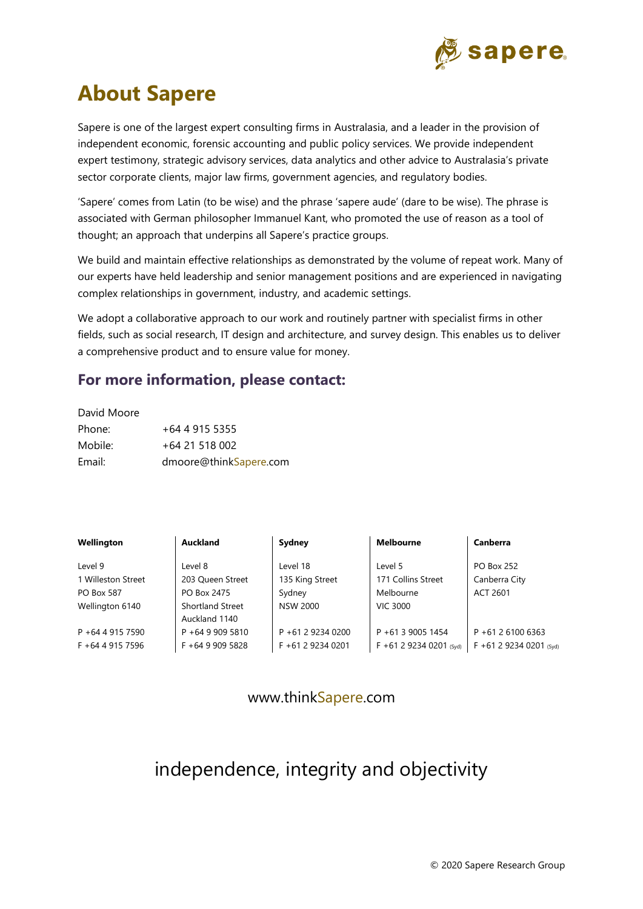# About Sapere

Sapere is one of the largest expert consulting firms in Australasia, and a leader in the provision of independent economic, forensic accounting and public policy services. We provide independent expert testimony, strategic advisory services, data analytics and other advice to Australasia's private sector corporate clients, major law firms, government agencies, and regulatory bodies.

'Sapere' comes from Latin (to be wise) and the phrase 'sapere aude' (dare to be wise). The phrase is associated with German philosopher Immanuel Kant, who promoted the use of reason as a tool of thought; an approach that underpins all Sapere's practice groups.

We build and maintain effective relationships as demonstrated by the volume of repeat work. Many of our experts have held leadership and senior management positions and are experienced in navigating complex relationships in government, industry, and academic settings.

We adopt a collaborative approach to our work and routinely partner with specialist firms in other fields, such as social research, IT design and architecture, and survey design. This enables us to deliver a comprehensive product and to ensure value for money.

## For more information, please contact:

David Moore

| | |
|---|---|
| Phone: | +64 4 915 5355 |
| Mobile: | +64 21 518 002 |
| Email: | dmoore@thinkSapere.com |

| Wellington | Auckland | Sydney | Melbourne | Canberra |
|---|---|---|---|---|
| Level 9<br>1 Willeston Street<br>PO Box 587<br>Wellington 6140 | Level 8<br>203 Queen Street<br>PO Box 2475<br>Shortland Street<br>Auckland 1140 | Level 18<br>135 King Street<br>Sydney<br>NSW 2000 | Level 5<br>171 Collins Street<br>Melbourne<br>VIC 3000 | PO Box 252<br>Canberra City<br>ACT 2601 |
| P +64 4 915 7590<br>F +64 4 915 7596 | P +64 9 909 5810<br>F +64 9 909 5828 | P +61 2 9234 0200<br>F +61 2 9234 0201 | P +61 3 9005 1454<br>F +61 2 9234 0201 (Syd) | P +61 2 6100 6363<br>F +61 2 9234 0201 (Syd) |

www.thinkSapere.com

independence, integrity and objectivity

© 2020 Sapere Research Group